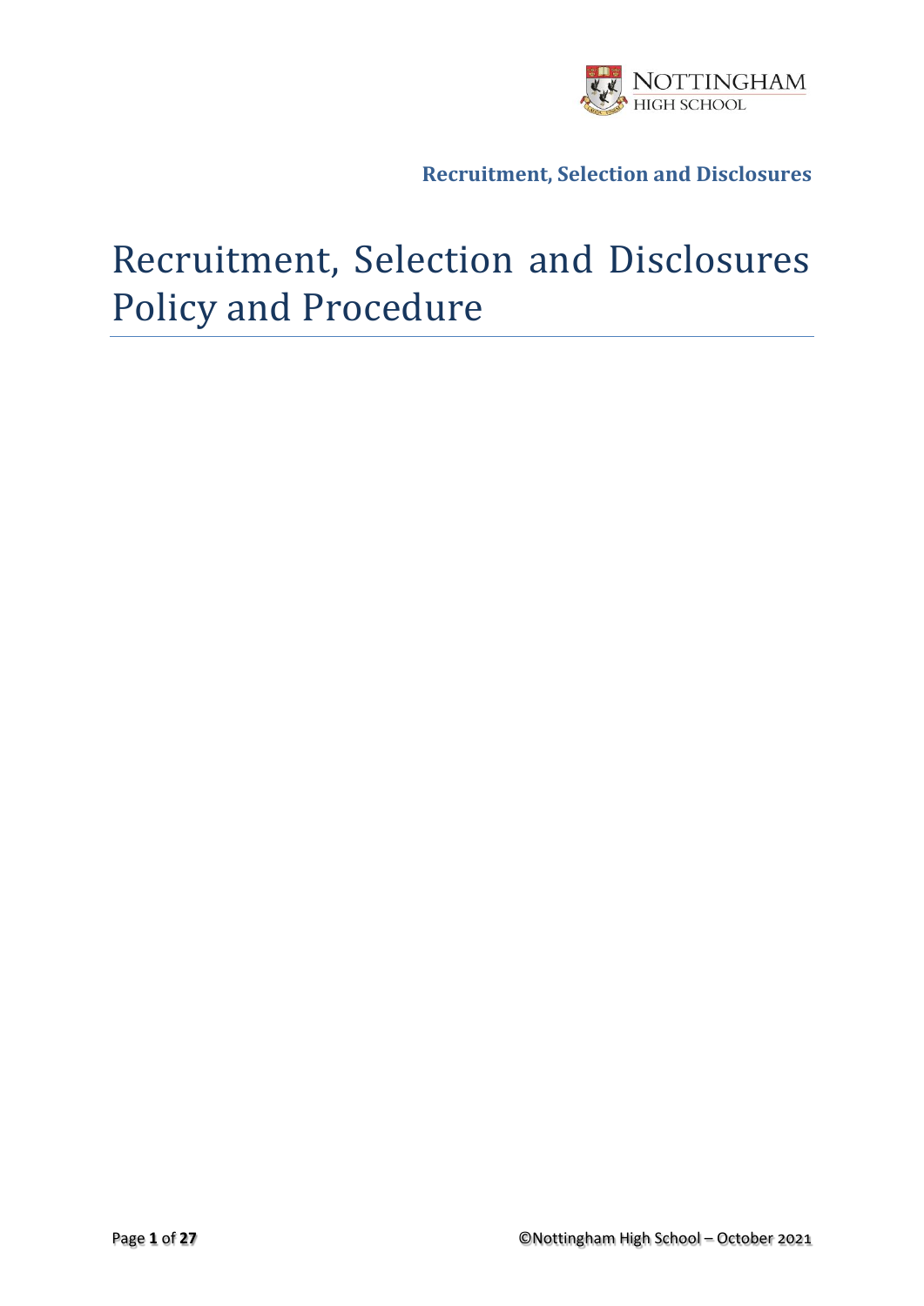# Recruitment, Selection and Disclosures Policy and Procedure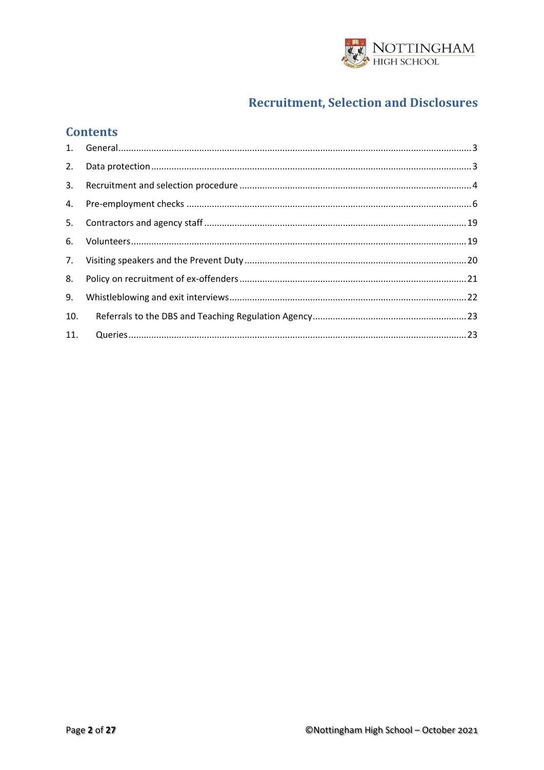# Recruitment, Selection and Disclosures

## Contents

1. General ........ 3
2. Data protection ........ 3
3. Recruitment and selection procedure ........ 4
4. Pre-employment checks ........ 6
5. Contractors and agency staff ........ 19
6. Volunteers ........ 19
7. Visiting speakers and the Prevent Duty ........ 20
8. Policy on recruitment of ex-offenders ........ 21
9. Whistleblowing and exit interviews ........ 22
10. Referrals to the DBS and Teaching Regulation Agency ........ 23
11. Queries ........ 23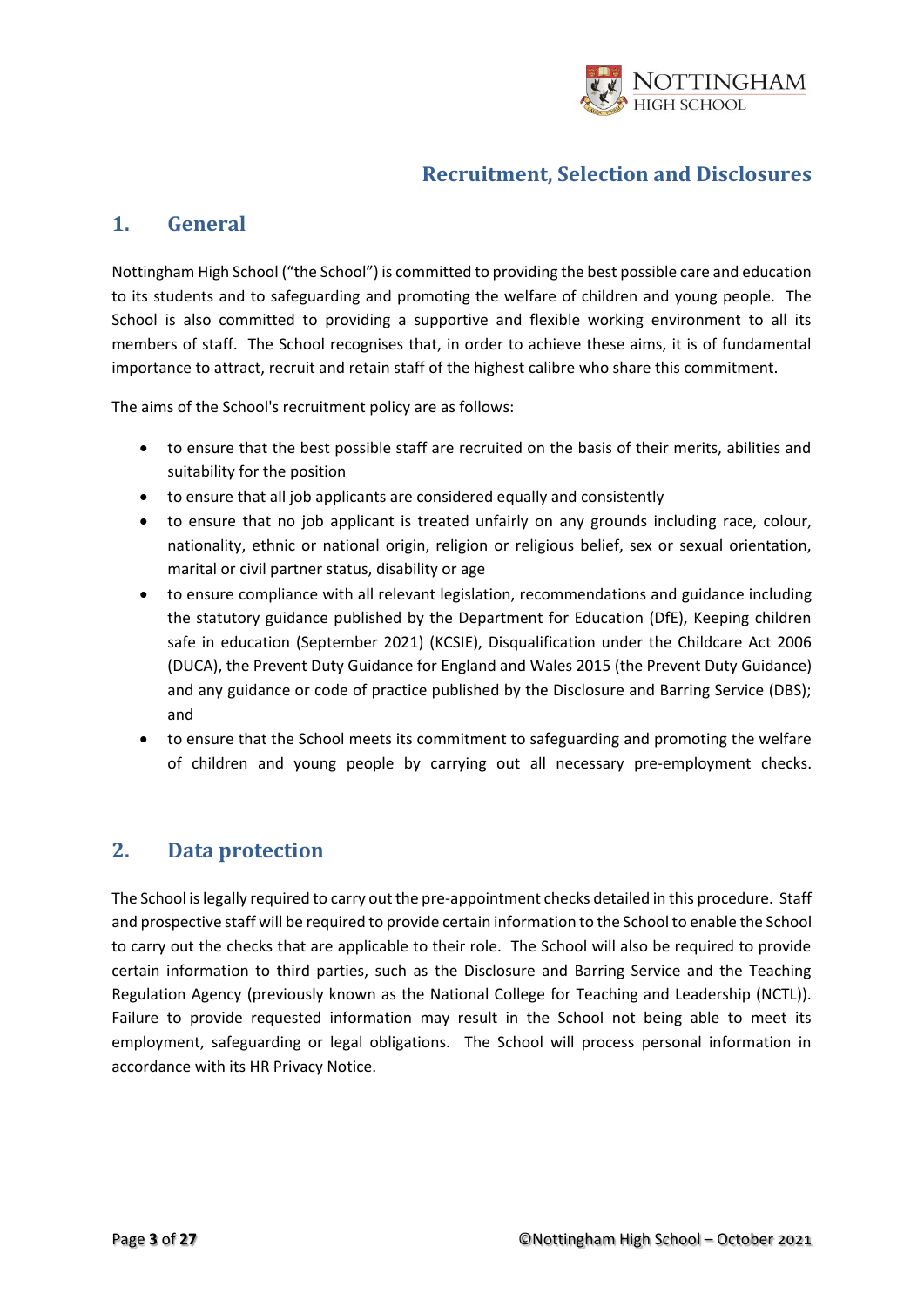# Recruitment, Selection and Disclosures

## 1. General

Nottingham High School ("the School") is committed to providing the best possible care and education to its students and to safeguarding and promoting the welfare of children and young people. The School is also committed to providing a supportive and flexible working environment to all its members of staff. The School recognises that, in order to achieve these aims, it is of fundamental importance to attract, recruit and retain staff of the highest calibre who share this commitment.

The aims of the School's recruitment policy are as follows:

- to ensure that the best possible staff are recruited on the basis of their merits, abilities and suitability for the position
- to ensure that all job applicants are considered equally and consistently
- to ensure that no job applicant is treated unfairly on any grounds including race, colour, nationality, ethnic or national origin, religion or religious belief, sex or sexual orientation, marital or civil partner status, disability or age
- to ensure compliance with all relevant legislation, recommendations and guidance including the statutory guidance published by the Department for Education (DfE), Keeping children safe in education (September 2021) (KCSIE), Disqualification under the Childcare Act 2006 (DUCA), the Prevent Duty Guidance for England and Wales 2015 (the Prevent Duty Guidance) and any guidance or code of practice published by the Disclosure and Barring Service (DBS); and
- to ensure that the School meets its commitment to safeguarding and promoting the welfare of children and young people by carrying out all necessary pre-employment checks.

## 2. Data protection

The School is legally required to carry out the pre-appointment checks detailed in this procedure. Staff and prospective staff will be required to provide certain information to the School to enable the School to carry out the checks that are applicable to their role. The School will also be required to provide certain information to third parties, such as the Disclosure and Barring Service and the Teaching Regulation Agency (previously known as the National College for Teaching and Leadership (NCTL)). Failure to provide requested information may result in the School not being able to meet its employment, safeguarding or legal obligations. The School will process personal information in accordance with its HR Privacy Notice.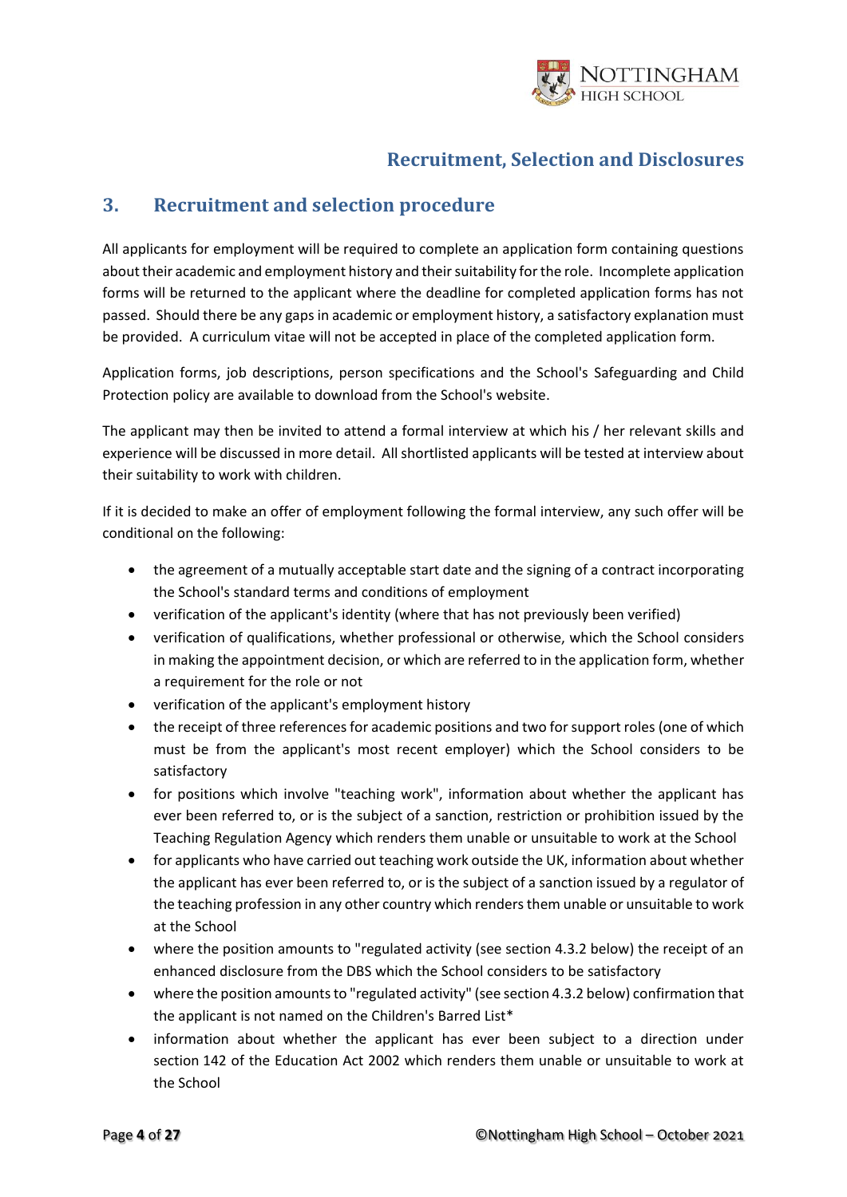## 3. Recruitment and selection procedure

All applicants for employment will be required to complete an application form containing questions about their academic and employment history and their suitability for the role. Incomplete application forms will be returned to the applicant where the deadline for completed application forms has not passed. Should there be any gaps in academic or employment history, a satisfactory explanation must be provided. A curriculum vitae will not be accepted in place of the completed application form.

Application forms, job descriptions, person specifications and the School's Safeguarding and Child Protection policy are available to download from the School's website.

The applicant may then be invited to attend a formal interview at which his / her relevant skills and experience will be discussed in more detail. All shortlisted applicants will be tested at interview about their suitability to work with children.

If it is decided to make an offer of employment following the formal interview, any such offer will be conditional on the following:

- the agreement of a mutually acceptable start date and the signing of a contract incorporating the School's standard terms and conditions of employment
- verification of the applicant's identity (where that has not previously been verified)
- verification of qualifications, whether professional or otherwise, which the School considers in making the appointment decision, or which are referred to in the application form, whether a requirement for the role or not
- verification of the applicant's employment history
- the receipt of three references for academic positions and two for support roles (one of which must be from the applicant's most recent employer) which the School considers to be satisfactory
- for positions which involve "teaching work", information about whether the applicant has ever been referred to, or is the subject of a sanction, restriction or prohibition issued by the Teaching Regulation Agency which renders them unable or unsuitable to work at the School
- for applicants who have carried out teaching work outside the UK, information about whether the applicant has ever been referred to, or is the subject of a sanction issued by a regulator of the teaching profession in any other country which renders them unable or unsuitable to work at the School
- where the position amounts to "regulated activity (see section 4.3.2 below) the receipt of an enhanced disclosure from the DBS which the School considers to be satisfactory
- where the position amounts to "regulated activity" (see section 4.3.2 below) confirmation that the applicant is not named on the Children's Barred List*
- information about whether the applicant has ever been subject to a direction under section 142 of the Education Act 2002 which renders them unable or unsuitable to work at the School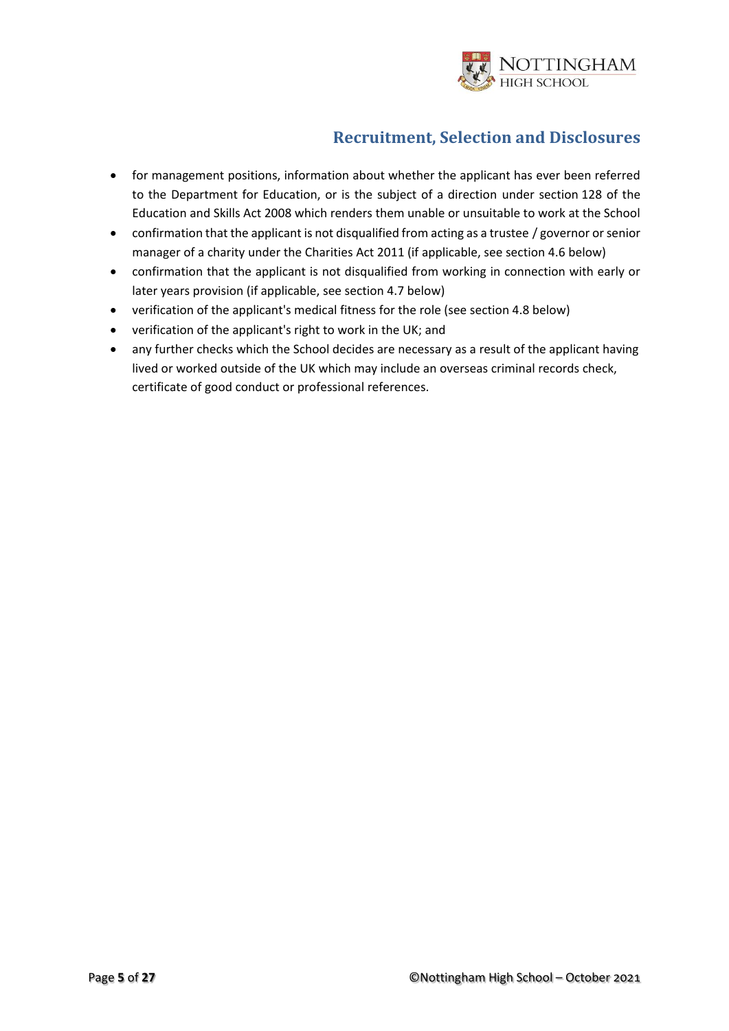- for management positions, information about whether the applicant has ever been referred to the Department for Education, or is the subject of a direction under section 128 of the Education and Skills Act 2008 which renders them unable or unsuitable to work at the School
- confirmation that the applicant is not disqualified from acting as a trustee / governor or senior manager of a charity under the Charities Act 2011 (if applicable, see section 4.6 below)
- confirmation that the applicant is not disqualified from working in connection with early or later years provision (if applicable, see section 4.7 below)
- verification of the applicant's medical fitness for the role (see section 4.8 below)
- verification of the applicant's right to work in the UK; and
- any further checks which the School decides are necessary as a result of the applicant having lived or worked outside of the UK which may include an overseas criminal records check, certificate of good conduct or professional references.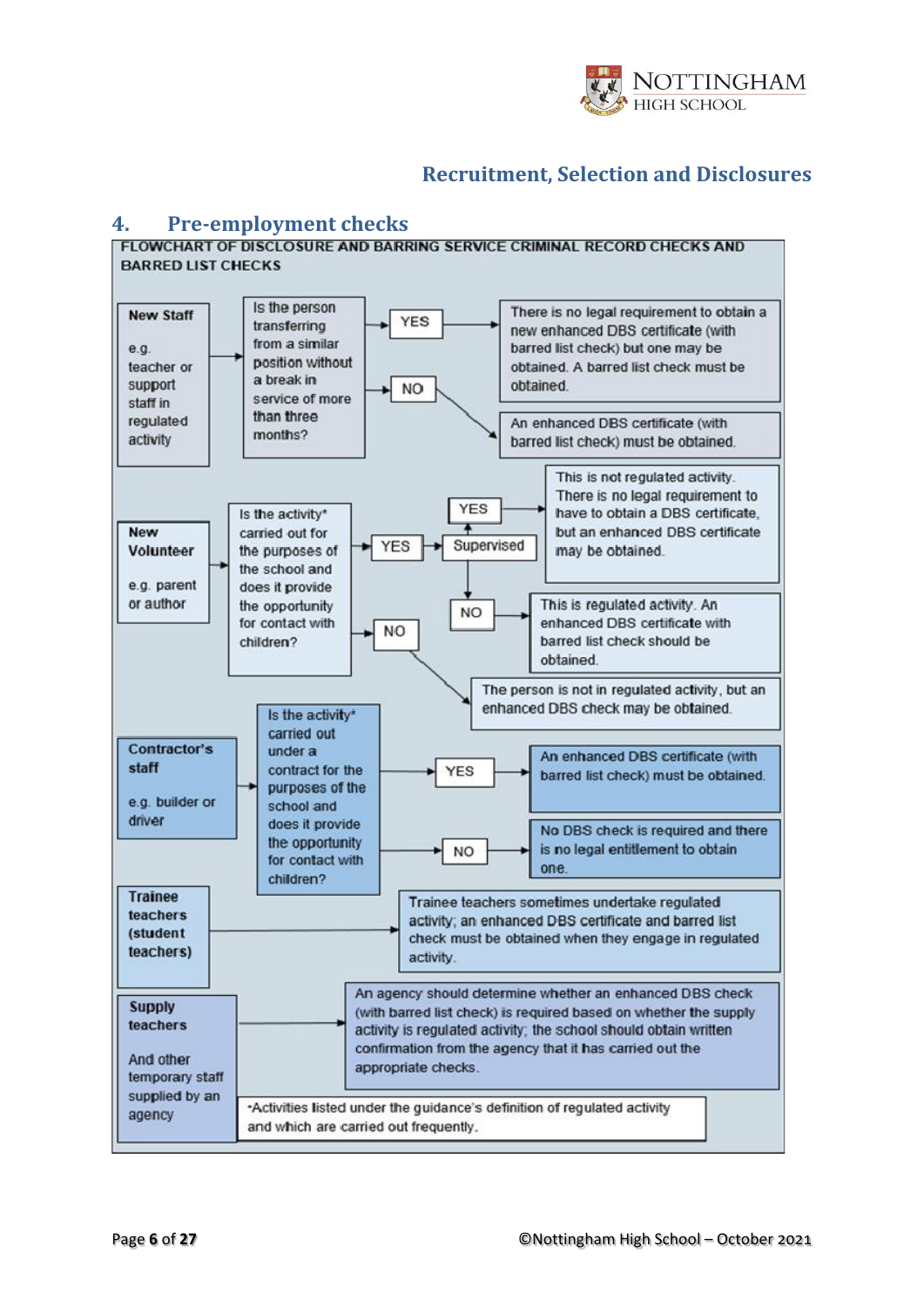## 4. Pre-employment checks

**FLOWCHART OF DISCLOSURE AND BARRING SERVICE CRIMINAL RECORD CHECKS AND BARRED LIST CHECKS**

**New Staff**

e.g. teacher or support staff in regulated activity

→ Is the person transferring from a similar position without a break in service of more than three months?

- YES → There is no legal requirement to obtain a new enhanced DBS certificate (with barred list check) but one may be obtained. A barred list check must be obtained.
- NO → An enhanced DBS certificate (with barred list check) must be obtained.

**New Volunteer**

e.g. parent or author

→ Is the activity* carried out for the purposes of the school and does it provide the opportunity for contact with children?

- YES → Supervised
  - YES → This is not regulated activity. There is no legal requirement to have to obtain a DBS certificate, but an enhanced DBS certificate may be obtained.
  - NO → This is regulated activity. An enhanced DBS certificate with barred list check should be obtained.
- NO → The person is not in regulated activity, but an enhanced DBS check may be obtained.

**Contractor's staff**

e.g. builder or driver

→ Is the activity* carried out under a contract for the purposes of the school and does it provide the opportunity for contact with children?

- YES → An enhanced DBS certificate (with barred list check) must be obtained.
- NO → No DBS check is required and there is no legal entitlement to obtain one.

**Trainee teachers (student teachers)**

→ Trainee teachers sometimes undertake regulated activity; an enhanced DBS certificate and barred list check must be obtained when they engage in regulated activity.

**Supply teachers**

And other temporary staff supplied by an agency

→ An agency should determine whether an enhanced DBS check (with barred list check) is required based on whether the supply activity is regulated activity; the school should obtain written confirmation from the agency that it has carried out the appropriate checks.

*Activities listed under the guidance's definition of regulated activity and which are carried out frequently.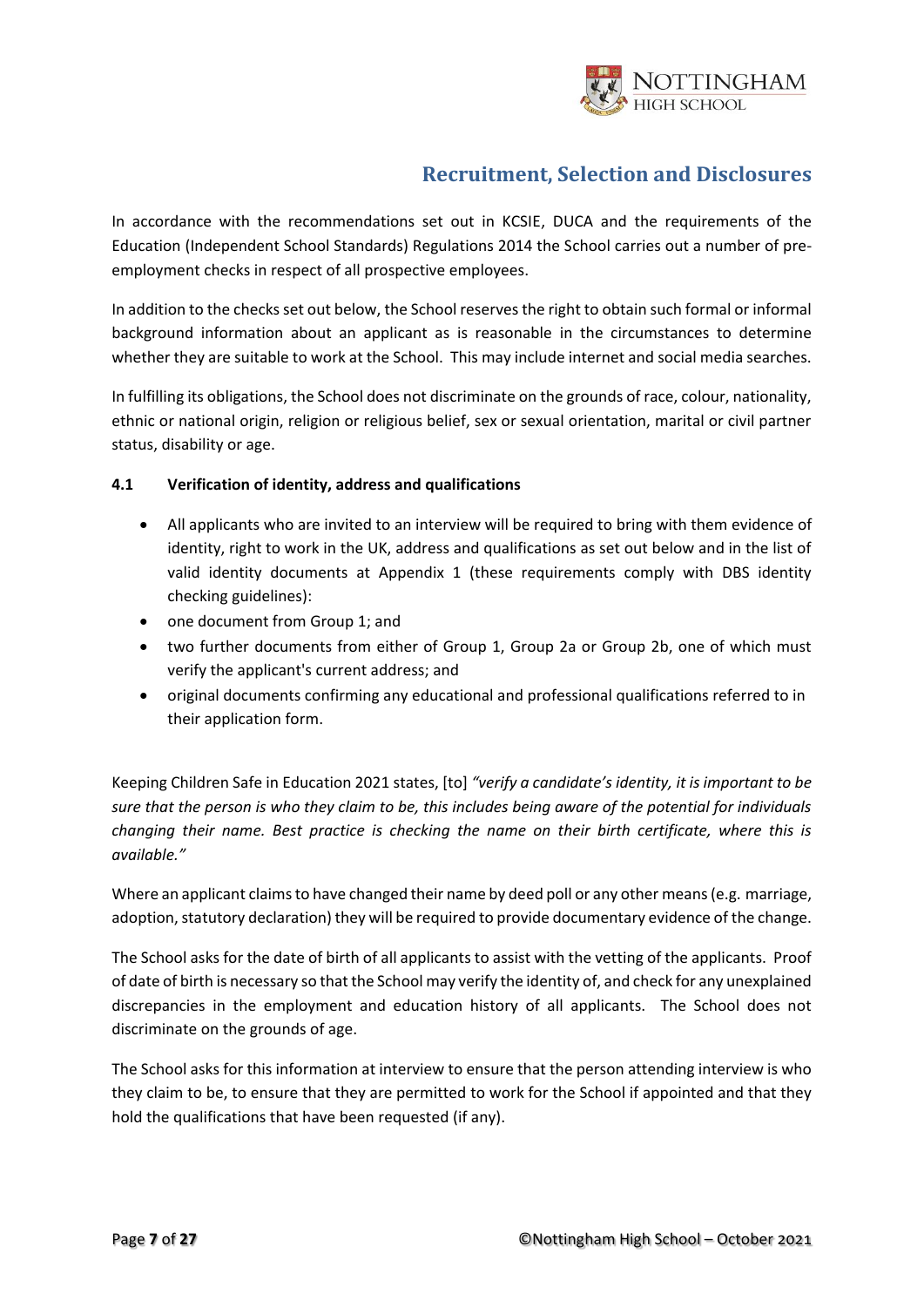## Recruitment, Selection and Disclosures

In accordance with the recommendations set out in KCSIE, DUCA and the requirements of the Education (Independent School Standards) Regulations 2014 the School carries out a number of pre-employment checks in respect of all prospective employees.

In addition to the checks set out below, the School reserves the right to obtain such formal or informal background information about an applicant as is reasonable in the circumstances to determine whether they are suitable to work at the School. This may include internet and social media searches.

In fulfilling its obligations, the School does not discriminate on the grounds of race, colour, nationality, ethnic or national origin, religion or religious belief, sex or sexual orientation, marital or civil partner status, disability or age.

### 4.1 Verification of identity, address and qualifications

- All applicants who are invited to an interview will be required to bring with them evidence of identity, right to work in the UK, address and qualifications as set out below and in the list of valid identity documents at Appendix 1 (these requirements comply with DBS identity checking guidelines):
- one document from Group 1; and
- two further documents from either of Group 1, Group 2a or Group 2b, one of which must verify the applicant's current address; and
- original documents confirming any educational and professional qualifications referred to in their application form.

Keeping Children Safe in Education 2021 states, [to] *"verify a candidate's identity, it is important to be sure that the person is who they claim to be, this includes being aware of the potential for individuals changing their name. Best practice is checking the name on their birth certificate, where this is available."*

Where an applicant claims to have changed their name by deed poll or any other means (e.g. marriage, adoption, statutory declaration) they will be required to provide documentary evidence of the change.

The School asks for the date of birth of all applicants to assist with the vetting of the applicants. Proof of date of birth is necessary so that the School may verify the identity of, and check for any unexplained discrepancies in the employment and education history of all applicants. The School does not discriminate on the grounds of age.

The School asks for this information at interview to ensure that the person attending interview is who they claim to be, to ensure that they are permitted to work for the School if appointed and that they hold the qualifications that have been requested (if any).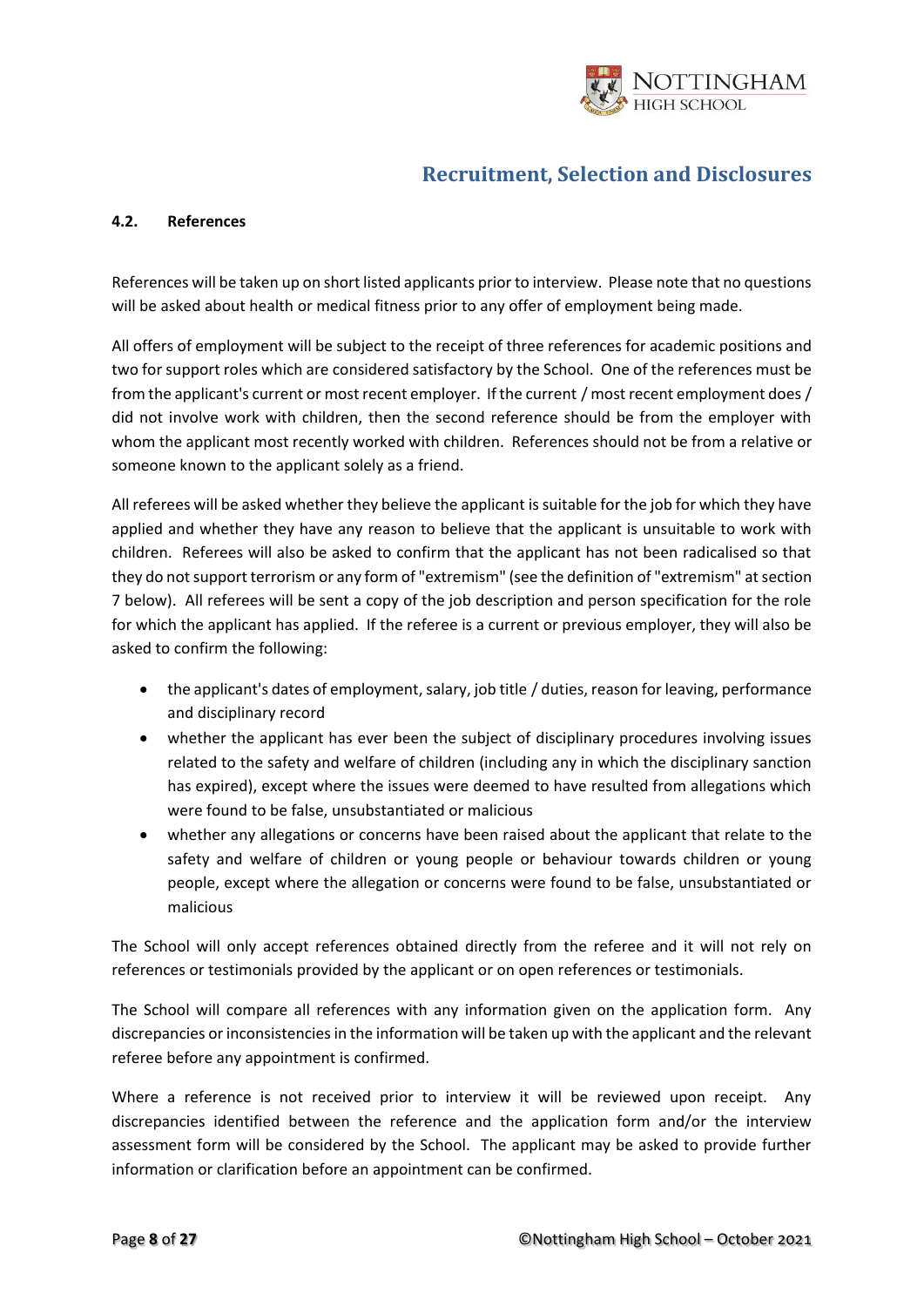### 4.2. References

References will be taken up on short listed applicants prior to interview. Please note that no questions will be asked about health or medical fitness prior to any offer of employment being made.

All offers of employment will be subject to the receipt of three references for academic positions and two for support roles which are considered satisfactory by the School. One of the references must be from the applicant's current or most recent employer. If the current / most recent employment does / did not involve work with children, then the second reference should be from the employer with whom the applicant most recently worked with children. References should not be from a relative or someone known to the applicant solely as a friend.

All referees will be asked whether they believe the applicant is suitable for the job for which they have applied and whether they have any reason to believe that the applicant is unsuitable to work with children. Referees will also be asked to confirm that the applicant has not been radicalised so that they do not support terrorism or any form of "extremism" (see the definition of "extremism" at section 7 below). All referees will be sent a copy of the job description and person specification for the role for which the applicant has applied. If the referee is a current or previous employer, they will also be asked to confirm the following:

- the applicant's dates of employment, salary, job title / duties, reason for leaving, performance and disciplinary record
- whether the applicant has ever been the subject of disciplinary procedures involving issues related to the safety and welfare of children (including any in which the disciplinary sanction has expired), except where the issues were deemed to have resulted from allegations which were found to be false, unsubstantiated or malicious
- whether any allegations or concerns have been raised about the applicant that relate to the safety and welfare of children or young people or behaviour towards children or young people, except where the allegation or concerns were found to be false, unsubstantiated or malicious

The School will only accept references obtained directly from the referee and it will not rely on references or testimonials provided by the applicant or on open references or testimonials.

The School will compare all references with any information given on the application form. Any discrepancies or inconsistencies in the information will be taken up with the applicant and the relevant referee before any appointment is confirmed.

Where a reference is not received prior to interview it will be reviewed upon receipt. Any discrepancies identified between the reference and the application form and/or the interview assessment form will be considered by the School. The applicant may be asked to provide further information or clarification before an appointment can be confirmed.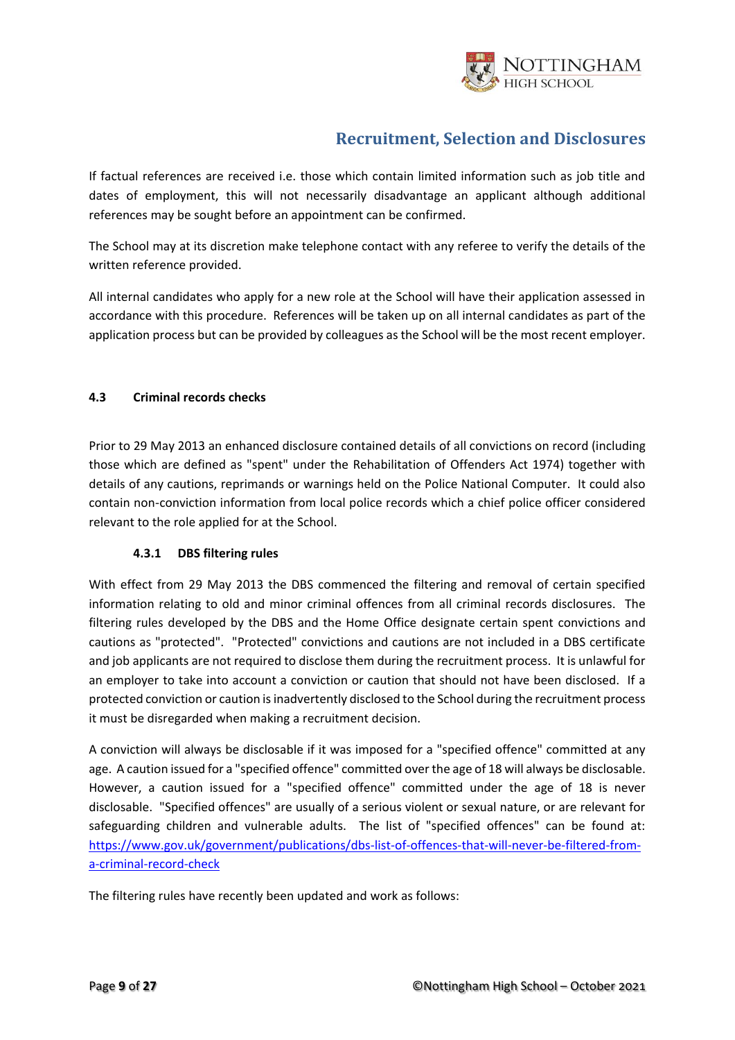If factual references are received i.e. those which contain limited information such as job title and dates of employment, this will not necessarily disadvantage an applicant although additional references may be sought before an appointment can be confirmed.

The School may at its discretion make telephone contact with any referee to verify the details of the written reference provided.

All internal candidates who apply for a new role at the School will have their application assessed in accordance with this procedure. References will be taken up on all internal candidates as part of the application process but can be provided by colleagues as the School will be the most recent employer.

### 4.3 Criminal records checks

Prior to 29 May 2013 an enhanced disclosure contained details of all convictions on record (including those which are defined as "spent" under the Rehabilitation of Offenders Act 1974) together with details of any cautions, reprimands or warnings held on the Police National Computer. It could also contain non-conviction information from local police records which a chief police officer considered relevant to the role applied for at the School.

#### 4.3.1 DBS filtering rules

With effect from 29 May 2013 the DBS commenced the filtering and removal of certain specified information relating to old and minor criminal offences from all criminal records disclosures. The filtering rules developed by the DBS and the Home Office designate certain spent convictions and cautions as "protected". "Protected" convictions and cautions are not included in a DBS certificate and job applicants are not required to disclose them during the recruitment process. It is unlawful for an employer to take into account a conviction or caution that should not have been disclosed. If a protected conviction or caution is inadvertently disclosed to the School during the recruitment process it must be disregarded when making a recruitment decision.

A conviction will always be disclosable if it was imposed for a "specified offence" committed at any age. A caution issued for a "specified offence" committed over the age of 18 will always be disclosable. However, a caution issued for a "specified offence" committed under the age of 18 is never disclosable. "Specified offences" are usually of a serious violent or sexual nature, or are relevant for safeguarding children and vulnerable adults. The list of "specified offences" can be found at: [https://www.gov.uk/government/publications/dbs-list-of-offences-that-will-never-be-filtered-from-a-criminal-record-check](https://www.gov.uk/government/publications/dbs-list-of-offences-that-will-never-be-filtered-from-a-criminal-record-check)

The filtering rules have recently been updated and work as follows: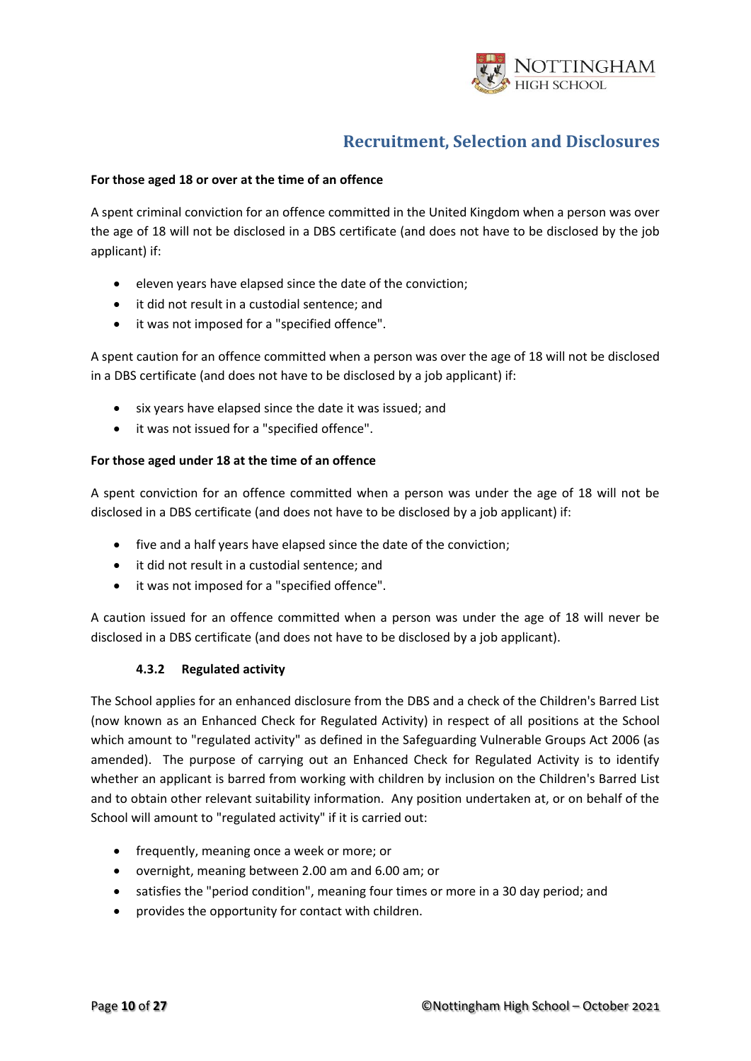**For those aged 18 or over at the time of an offence**

A spent criminal conviction for an offence committed in the United Kingdom when a person was over the age of 18 will not be disclosed in a DBS certificate (and does not have to be disclosed by the job applicant) if:

- eleven years have elapsed since the date of the conviction;
- it did not result in a custodial sentence; and
- it was not imposed for a "specified offence".

A spent caution for an offence committed when a person was over the age of 18 will not be disclosed in a DBS certificate (and does not have to be disclosed by a job applicant) if:

- six years have elapsed since the date it was issued; and
- it was not issued for a "specified offence".

**For those aged under 18 at the time of an offence**

A spent conviction for an offence committed when a person was under the age of 18 will not be disclosed in a DBS certificate (and does not have to be disclosed by a job applicant) if:

- five and a half years have elapsed since the date of the conviction;
- it did not result in a custodial sentence; and
- it was not imposed for a "specified offence".

A caution issued for an offence committed when a person was under the age of 18 will never be disclosed in a DBS certificate (and does not have to be disclosed by a job applicant).

#### 4.3.2 Regulated activity

The School applies for an enhanced disclosure from the DBS and a check of the Children's Barred List (now known as an Enhanced Check for Regulated Activity) in respect of all positions at the School which amount to "regulated activity" as defined in the Safeguarding Vulnerable Groups Act 2006 (as amended). The purpose of carrying out an Enhanced Check for Regulated Activity is to identify whether an applicant is barred from working with children by inclusion on the Children's Barred List and to obtain other relevant suitability information. Any position undertaken at, or on behalf of the School will amount to "regulated activity" if it is carried out:

- frequently, meaning once a week or more; or
- overnight, meaning between 2.00 am and 6.00 am; or
- satisfies the "period condition", meaning four times or more in a 30 day period; and
- provides the opportunity for contact with children.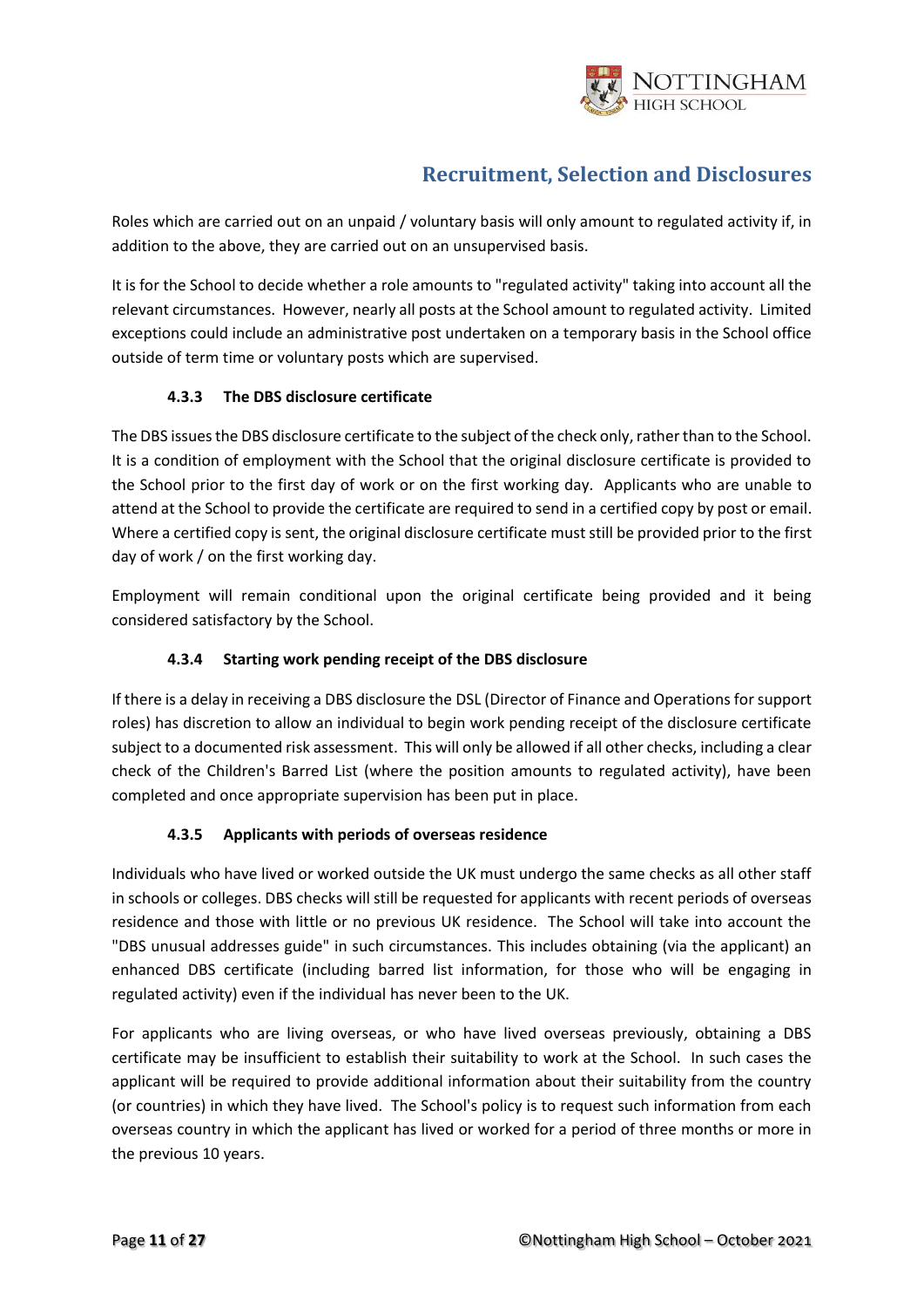Roles which are carried out on an unpaid / voluntary basis will only amount to regulated activity if, in addition to the above, they are carried out on an unsupervised basis.

It is for the School to decide whether a role amounts to "regulated activity" taking into account all the relevant circumstances. However, nearly all posts at the School amount to regulated activity. Limited exceptions could include an administrative post undertaken on a temporary basis in the School office outside of term time or voluntary posts which are supervised.

#### 4.3.3 The DBS disclosure certificate

The DBS issues the DBS disclosure certificate to the subject of the check only, rather than to the School. It is a condition of employment with the School that the original disclosure certificate is provided to the School prior to the first day of work or on the first working day. Applicants who are unable to attend at the School to provide the certificate are required to send in a certified copy by post or email. Where a certified copy is sent, the original disclosure certificate must still be provided prior to the first day of work / on the first working day.

Employment will remain conditional upon the original certificate being provided and it being considered satisfactory by the School.

#### 4.3.4 Starting work pending receipt of the DBS disclosure

If there is a delay in receiving a DBS disclosure the DSL (Director of Finance and Operations for support roles) has discretion to allow an individual to begin work pending receipt of the disclosure certificate subject to a documented risk assessment. This will only be allowed if all other checks, including a clear check of the Children's Barred List (where the position amounts to regulated activity), have been completed and once appropriate supervision has been put in place.

#### 4.3.5 Applicants with periods of overseas residence

Individuals who have lived or worked outside the UK must undergo the same checks as all other staff in schools or colleges. DBS checks will still be requested for applicants with recent periods of overseas residence and those with little or no previous UK residence. The School will take into account the "DBS unusual addresses guide" in such circumstances. This includes obtaining (via the applicant) an enhanced DBS certificate (including barred list information, for those who will be engaging in regulated activity) even if the individual has never been to the UK.

For applicants who are living overseas, or who have lived overseas previously, obtaining a DBS certificate may be insufficient to establish their suitability to work at the School. In such cases the applicant will be required to provide additional information about their suitability from the country (or countries) in which they have lived. The School's policy is to request such information from each overseas country in which the applicant has lived or worked for a period of three months or more in the previous 10 years.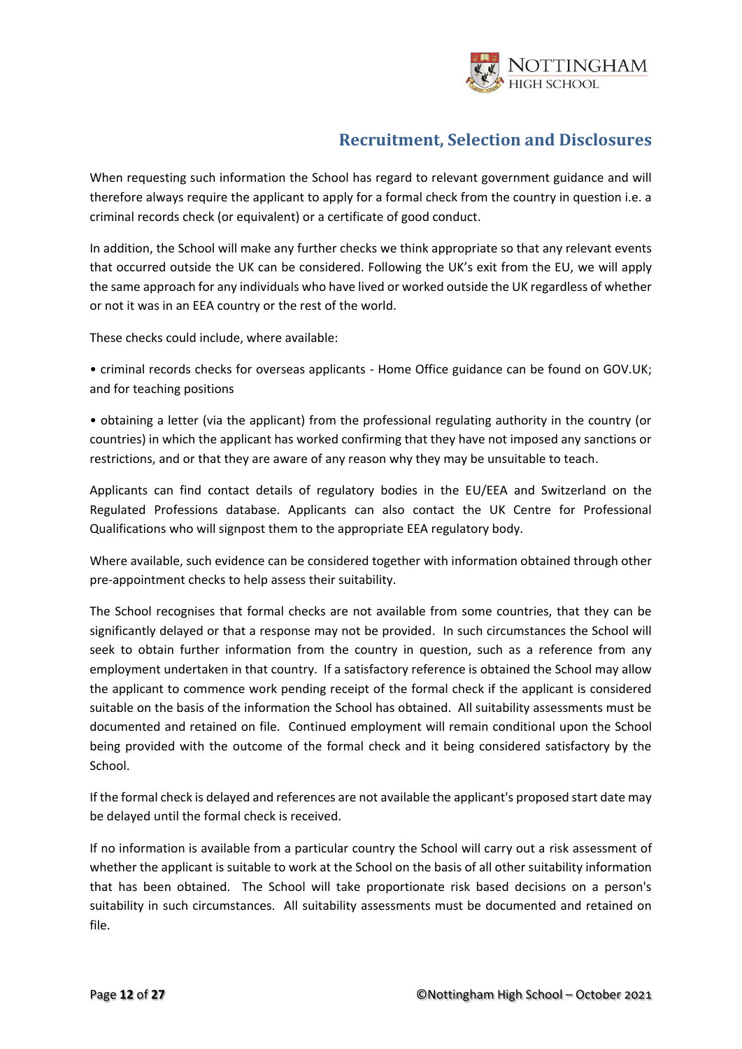## Recruitment, Selection and Disclosures

When requesting such information the School has regard to relevant government guidance and will therefore always require the applicant to apply for a formal check from the country in question i.e. a criminal records check (or equivalent) or a certificate of good conduct.

In addition, the School will make any further checks we think appropriate so that any relevant events that occurred outside the UK can be considered. Following the UK's exit from the EU, we will apply the same approach for any individuals who have lived or worked outside the UK regardless of whether or not it was in an EEA country or the rest of the world.

These checks could include, where available:

• criminal records checks for overseas applicants - Home Office guidance can be found on GOV.UK; and for teaching positions

• obtaining a letter (via the applicant) from the professional regulating authority in the country (or countries) in which the applicant has worked confirming that they have not imposed any sanctions or restrictions, and or that they are aware of any reason why they may be unsuitable to teach.

Applicants can find contact details of regulatory bodies in the EU/EEA and Switzerland on the Regulated Professions database. Applicants can also contact the UK Centre for Professional Qualifications who will signpost them to the appropriate EEA regulatory body.

Where available, such evidence can be considered together with information obtained through other pre-appointment checks to help assess their suitability.

The School recognises that formal checks are not available from some countries, that they can be significantly delayed or that a response may not be provided. In such circumstances the School will seek to obtain further information from the country in question, such as a reference from any employment undertaken in that country. If a satisfactory reference is obtained the School may allow the applicant to commence work pending receipt of the formal check if the applicant is considered suitable on the basis of the information the School has obtained. All suitability assessments must be documented and retained on file. Continued employment will remain conditional upon the School being provided with the outcome of the formal check and it being considered satisfactory by the School.

If the formal check is delayed and references are not available the applicant's proposed start date may be delayed until the formal check is received.

If no information is available from a particular country the School will carry out a risk assessment of whether the applicant is suitable to work at the School on the basis of all other suitability information that has been obtained. The School will take proportionate risk based decisions on a person's suitability in such circumstances. All suitability assessments must be documented and retained on file.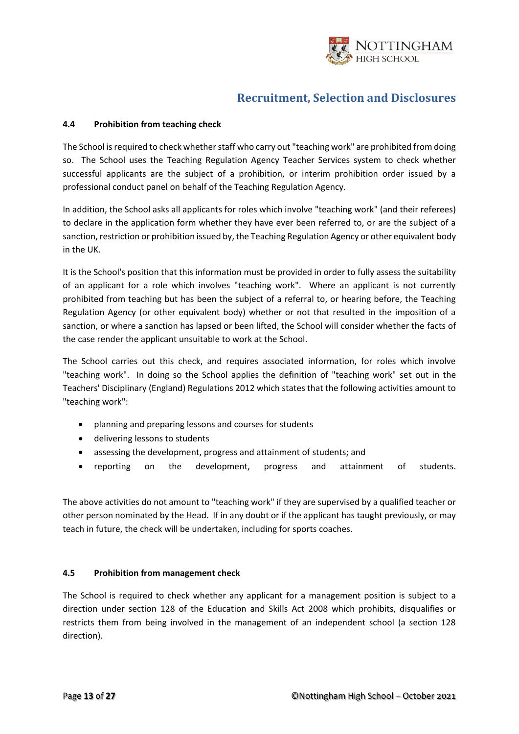#### 4.4 Prohibition from teaching check

The School is required to check whether staff who carry out "teaching work" are prohibited from doing so. The School uses the Teaching Regulation Agency Teacher Services system to check whether successful applicants are the subject of a prohibition, or interim prohibition order issued by a professional conduct panel on behalf of the Teaching Regulation Agency.

In addition, the School asks all applicants for roles which involve "teaching work" (and their referees) to declare in the application form whether they have ever been referred to, or are the subject of a sanction, restriction or prohibition issued by, the Teaching Regulation Agency or other equivalent body in the UK.

It is the School's position that this information must be provided in order to fully assess the suitability of an applicant for a role which involves "teaching work". Where an applicant is not currently prohibited from teaching but has been the subject of a referral to, or hearing before, the Teaching Regulation Agency (or other equivalent body) whether or not that resulted in the imposition of a sanction, or where a sanction has lapsed or been lifted, the School will consider whether the facts of the case render the applicant unsuitable to work at the School.

The School carries out this check, and requires associated information, for roles which involve "teaching work". In doing so the School applies the definition of "teaching work" set out in the Teachers' Disciplinary (England) Regulations 2012 which states that the following activities amount to "teaching work":

- planning and preparing lessons and courses for students
- delivering lessons to students
- assessing the development, progress and attainment of students; and
- reporting on the development, progress and attainment of students.

The above activities do not amount to "teaching work" if they are supervised by a qualified teacher or other person nominated by the Head. If in any doubt or if the applicant has taught previously, or may teach in future, the check will be undertaken, including for sports coaches.

#### 4.5 Prohibition from management check

The School is required to check whether any applicant for a management position is subject to a direction under section 128 of the Education and Skills Act 2008 which prohibits, disqualifies or restricts them from being involved in the management of an independent school (a section 128 direction).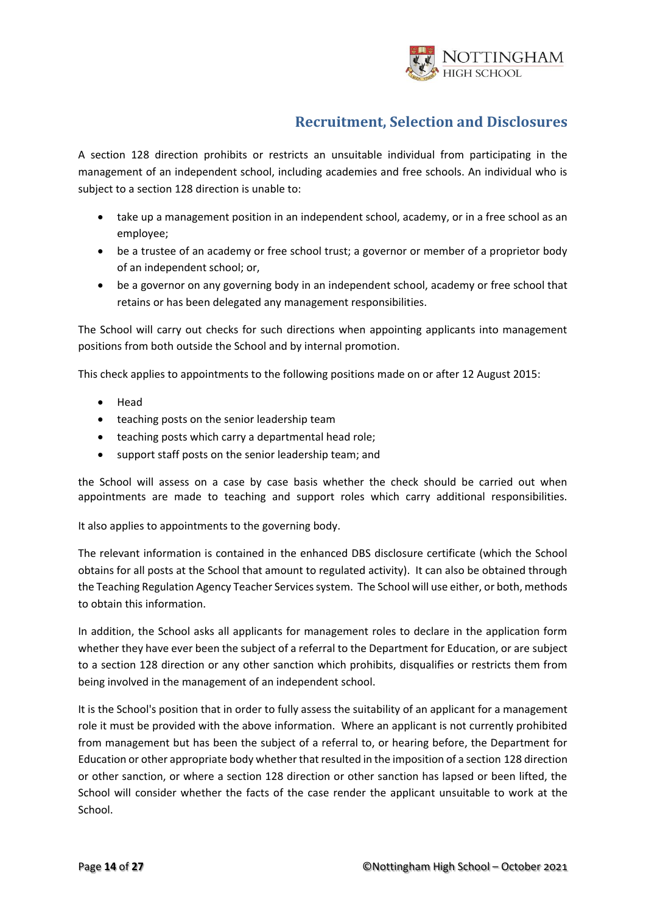## Recruitment, Selection and Disclosures

A section 128 direction prohibits or restricts an unsuitable individual from participating in the management of an independent school, including academies and free schools. An individual who is subject to a section 128 direction is unable to:

- take up a management position in an independent school, academy, or in a free school as an employee;
- be a trustee of an academy or free school trust; a governor or member of a proprietor body of an independent school; or,
- be a governor on any governing body in an independent school, academy or free school that retains or has been delegated any management responsibilities.

The School will carry out checks for such directions when appointing applicants into management positions from both outside the School and by internal promotion.

This check applies to appointments to the following positions made on or after 12 August 2015:

- Head
- teaching posts on the senior leadership team
- teaching posts which carry a departmental head role;
- support staff posts on the senior leadership team; and

the School will assess on a case by case basis whether the check should be carried out when appointments are made to teaching and support roles which carry additional responsibilities.

It also applies to appointments to the governing body.

The relevant information is contained in the enhanced DBS disclosure certificate (which the School obtains for all posts at the School that amount to regulated activity). It can also be obtained through the Teaching Regulation Agency Teacher Services system. The School will use either, or both, methods to obtain this information.

In addition, the School asks all applicants for management roles to declare in the application form whether they have ever been the subject of a referral to the Department for Education, or are subject to a section 128 direction or any other sanction which prohibits, disqualifies or restricts them from being involved in the management of an independent school.

It is the School's position that in order to fully assess the suitability of an applicant for a management role it must be provided with the above information. Where an applicant is not currently prohibited from management but has been the subject of a referral to, or hearing before, the Department for Education or other appropriate body whether that resulted in the imposition of a section 128 direction or other sanction, or where a section 128 direction or other sanction has lapsed or been lifted, the School will consider whether the facts of the case render the applicant unsuitable to work at the School.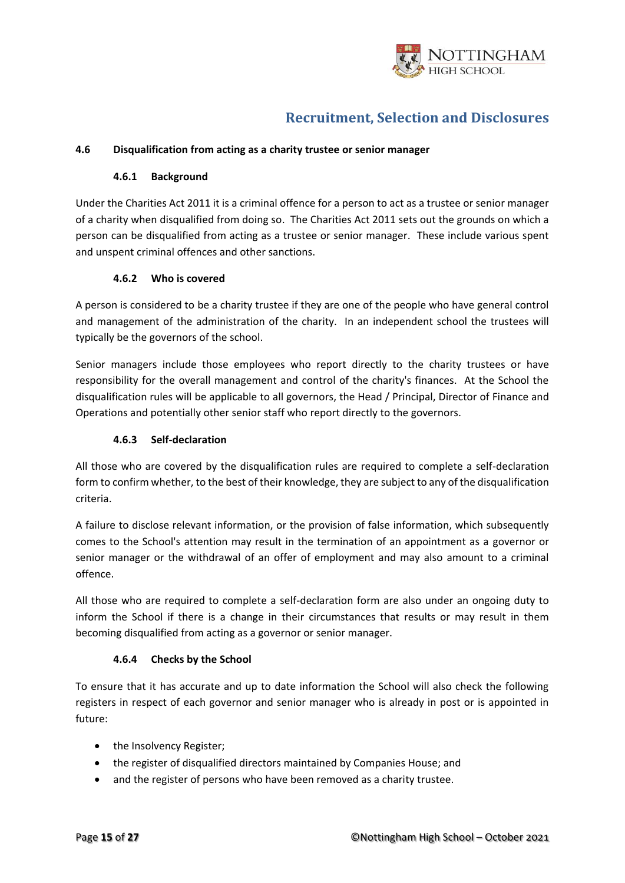### 4.6 Disqualification from acting as a charity trustee or senior manager

#### 4.6.1 Background

Under the Charities Act 2011 it is a criminal offence for a person to act as a trustee or senior manager of a charity when disqualified from doing so. The Charities Act 2011 sets out the grounds on which a person can be disqualified from acting as a trustee or senior manager. These include various spent and unspent criminal offences and other sanctions.

#### 4.6.2 Who is covered

A person is considered to be a charity trustee if they are one of the people who have general control and management of the administration of the charity. In an independent school the trustees will typically be the governors of the school.

Senior managers include those employees who report directly to the charity trustees or have responsibility for the overall management and control of the charity's finances. At the School the disqualification rules will be applicable to all governors, the Head / Principal, Director of Finance and Operations and potentially other senior staff who report directly to the governors.

#### 4.6.3 Self-declaration

All those who are covered by the disqualification rules are required to complete a self-declaration form to confirm whether, to the best of their knowledge, they are subject to any of the disqualification criteria.

A failure to disclose relevant information, or the provision of false information, which subsequently comes to the School's attention may result in the termination of an appointment as a governor or senior manager or the withdrawal of an offer of employment and may also amount to a criminal offence.

All those who are required to complete a self-declaration form are also under an ongoing duty to inform the School if there is a change in their circumstances that results or may result in them becoming disqualified from acting as a governor or senior manager.

#### 4.6.4 Checks by the School

To ensure that it has accurate and up to date information the School will also check the following registers in respect of each governor and senior manager who is already in post or is appointed in future:

- the Insolvency Register;
- the register of disqualified directors maintained by Companies House; and
- and the register of persons who have been removed as a charity trustee.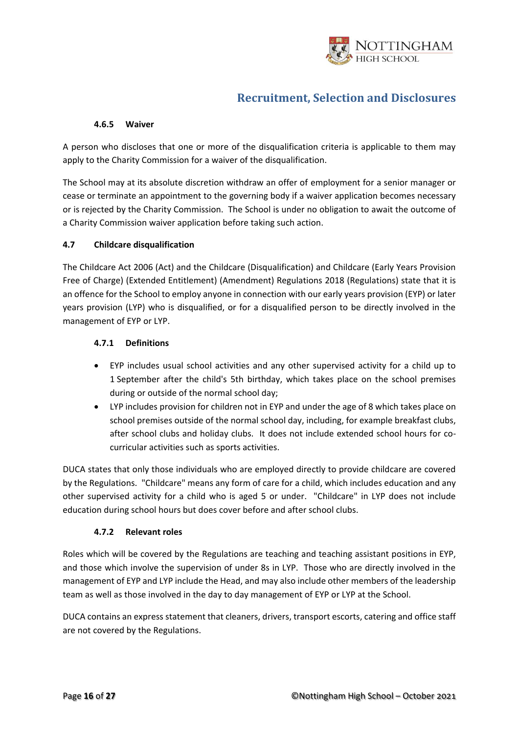#### 4.6.5 Waiver

A person who discloses that one or more of the disqualification criteria is applicable to them may apply to the Charity Commission for a waiver of the disqualification.

The School may at its absolute discretion withdraw an offer of employment for a senior manager or cease or terminate an appointment to the governing body if a waiver application becomes necessary or is rejected by the Charity Commission. The School is under no obligation to await the outcome of a Charity Commission waiver application before taking such action.

### 4.7 Childcare disqualification

The Childcare Act 2006 (Act) and the Childcare (Disqualification) and Childcare (Early Years Provision Free of Charge) (Extended Entitlement) (Amendment) Regulations 2018 (Regulations) state that it is an offence for the School to employ anyone in connection with our early years provision (EYP) or later years provision (LYP) who is disqualified, or for a disqualified person to be directly involved in the management of EYP or LYP.

#### 4.7.1 Definitions

- EYP includes usual school activities and any other supervised activity for a child up to 1 September after the child's 5th birthday, which takes place on the school premises during or outside of the normal school day;
- LYP includes provision for children not in EYP and under the age of 8 which takes place on school premises outside of the normal school day, including, for example breakfast clubs, after school clubs and holiday clubs. It does not include extended school hours for co-curricular activities such as sports activities.

DUCA states that only those individuals who are employed directly to provide childcare are covered by the Regulations. "Childcare" means any form of care for a child, which includes education and any other supervised activity for a child who is aged 5 or under. "Childcare" in LYP does not include education during school hours but does cover before and after school clubs.

#### 4.7.2 Relevant roles

Roles which will be covered by the Regulations are teaching and teaching assistant positions in EYP, and those which involve the supervision of under 8s in LYP. Those who are directly involved in the management of EYP and LYP include the Head, and may also include other members of the leadership team as well as those involved in the day to day management of EYP or LYP at the School.

DUCA contains an express statement that cleaners, drivers, transport escorts, catering and office staff are not covered by the Regulations.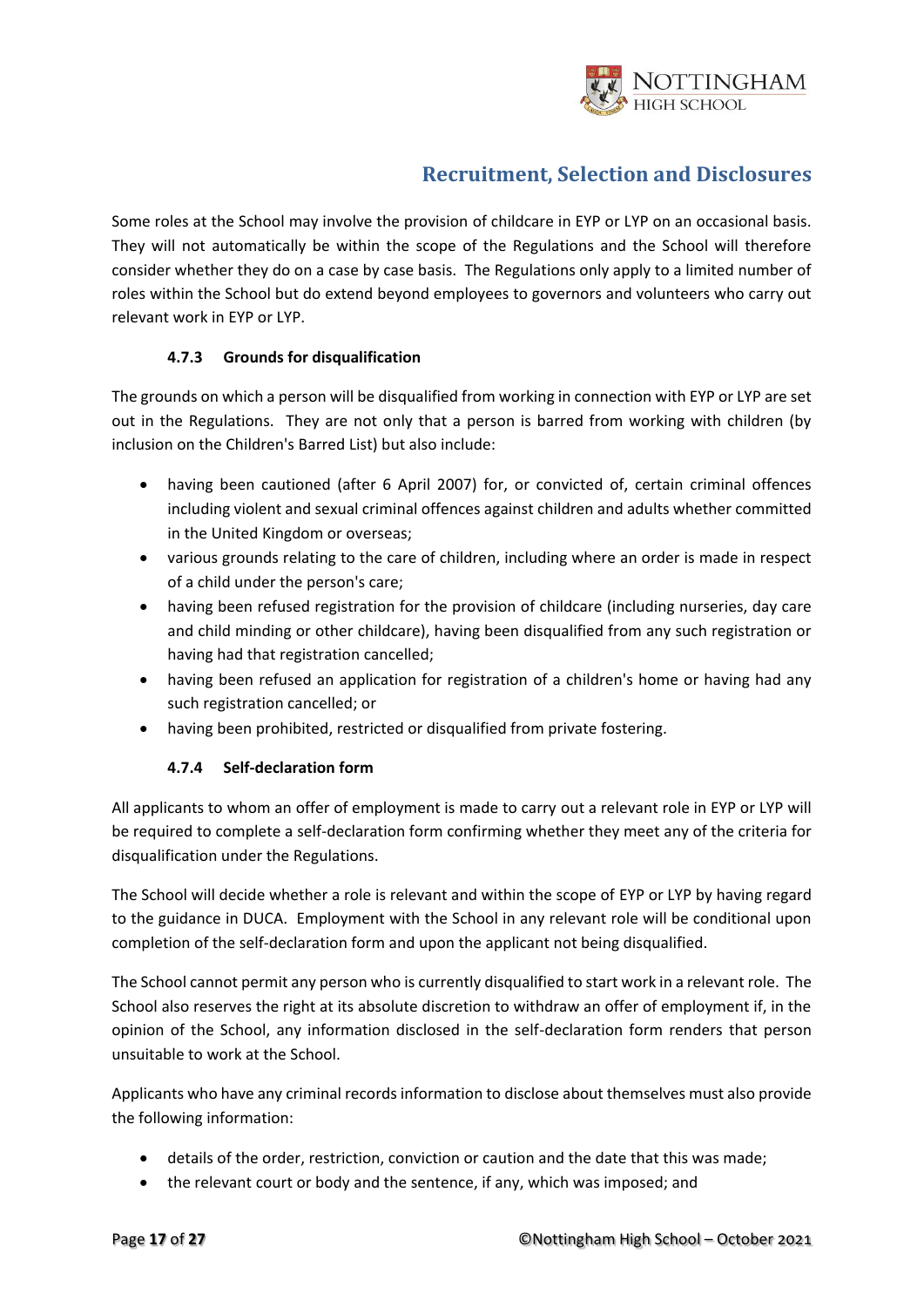Some roles at the School may involve the provision of childcare in EYP or LYP on an occasional basis. They will not automatically be within the scope of the Regulations and the School will therefore consider whether they do on a case by case basis. The Regulations only apply to a limited number of roles within the School but do extend beyond employees to governors and volunteers who carry out relevant work in EYP or LYP.

#### 4.7.3 Grounds for disqualification

The grounds on which a person will be disqualified from working in connection with EYP or LYP are set out in the Regulations. They are not only that a person is barred from working with children (by inclusion on the Children's Barred List) but also include:

- having been cautioned (after 6 April 2007) for, or convicted of, certain criminal offences including violent and sexual criminal offences against children and adults whether committed in the United Kingdom or overseas;
- various grounds relating to the care of children, including where an order is made in respect of a child under the person's care;
- having been refused registration for the provision of childcare (including nurseries, day care and child minding or other childcare), having been disqualified from any such registration or having had that registration cancelled;
- having been refused an application for registration of a children's home or having had any such registration cancelled; or
- having been prohibited, restricted or disqualified from private fostering.

#### 4.7.4 Self-declaration form

All applicants to whom an offer of employment is made to carry out a relevant role in EYP or LYP will be required to complete a self-declaration form confirming whether they meet any of the criteria for disqualification under the Regulations.

The School will decide whether a role is relevant and within the scope of EYP or LYP by having regard to the guidance in DUCA. Employment with the School in any relevant role will be conditional upon completion of the self-declaration form and upon the applicant not being disqualified.

The School cannot permit any person who is currently disqualified to start work in a relevant role. The School also reserves the right at its absolute discretion to withdraw an offer of employment if, in the opinion of the School, any information disclosed in the self-declaration form renders that person unsuitable to work at the School.

Applicants who have any criminal records information to disclose about themselves must also provide the following information:

- details of the order, restriction, conviction or caution and the date that this was made;
- the relevant court or body and the sentence, if any, which was imposed; and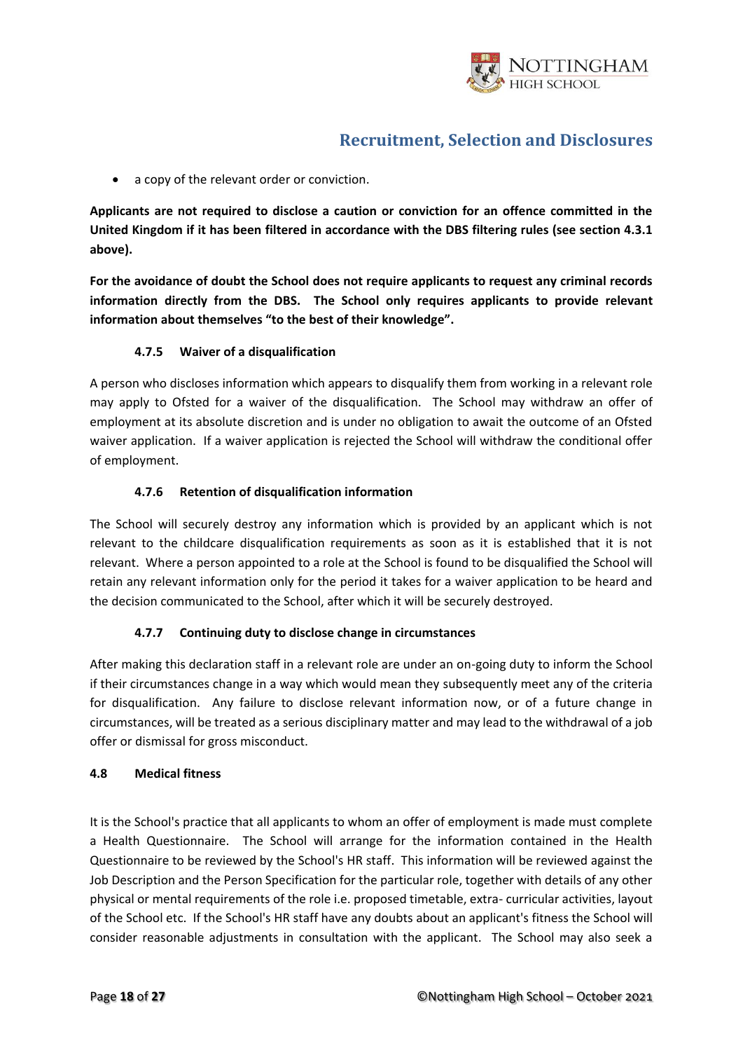- a copy of the relevant order or conviction.

**Applicants are not required to disclose a caution or conviction for an offence committed in the United Kingdom if it has been filtered in accordance with the DBS filtering rules (see section 4.3.1 above).**

**For the avoidance of doubt the School does not require applicants to request any criminal records information directly from the DBS. The School only requires applicants to provide relevant information about themselves "to the best of their knowledge".**

#### 4.7.5 Waiver of a disqualification

A person who discloses information which appears to disqualify them from working in a relevant role may apply to Ofsted for a waiver of the disqualification. The School may withdraw an offer of employment at its absolute discretion and is under no obligation to await the outcome of an Ofsted waiver application. If a waiver application is rejected the School will withdraw the conditional offer of employment.

#### 4.7.6 Retention of disqualification information

The School will securely destroy any information which is provided by an applicant which is not relevant to the childcare disqualification requirements as soon as it is established that it is not relevant. Where a person appointed to a role at the School is found to be disqualified the School will retain any relevant information only for the period it takes for a waiver application to be heard and the decision communicated to the School, after which it will be securely destroyed.

#### 4.7.7 Continuing duty to disclose change in circumstances

After making this declaration staff in a relevant role are under an on-going duty to inform the School if their circumstances change in a way which would mean they subsequently meet any of the criteria for disqualification. Any failure to disclose relevant information now, or of a future change in circumstances, will be treated as a serious disciplinary matter and may lead to the withdrawal of a job offer or dismissal for gross misconduct.

### 4.8 Medical fitness

It is the School's practice that all applicants to whom an offer of employment is made must complete a Health Questionnaire. The School will arrange for the information contained in the Health Questionnaire to be reviewed by the School's HR staff. This information will be reviewed against the Job Description and the Person Specification for the particular role, together with details of any other physical or mental requirements of the role i.e. proposed timetable, extra- curricular activities, layout of the School etc. If the School's HR staff have any doubts about an applicant's fitness the School will consider reasonable adjustments in consultation with the applicant. The School may also seek a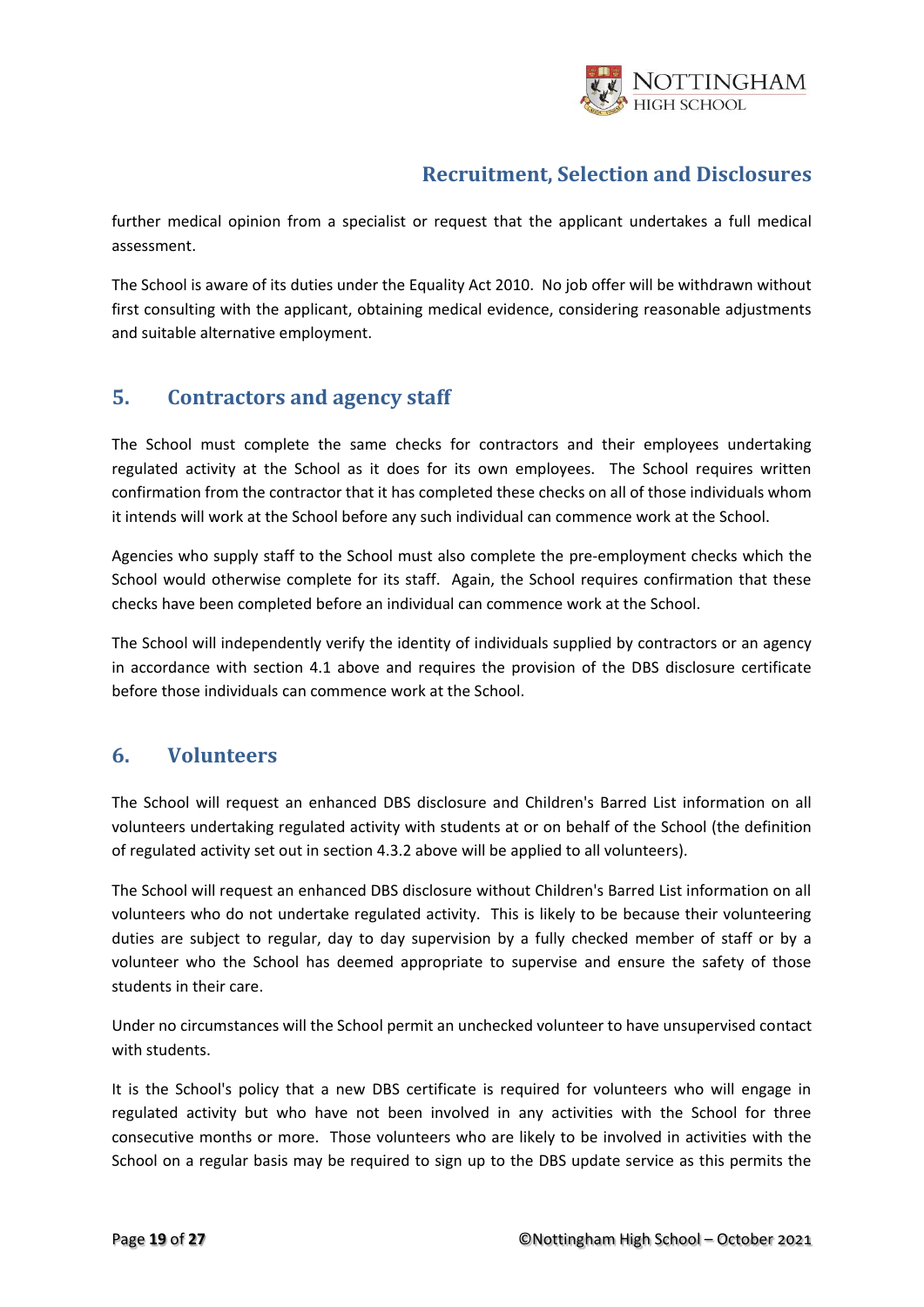further medical opinion from a specialist or request that the applicant undertakes a full medical assessment.

The School is aware of its duties under the Equality Act 2010. No job offer will be withdrawn without first consulting with the applicant, obtaining medical evidence, considering reasonable adjustments and suitable alternative employment.

## 5. Contractors and agency staff

The School must complete the same checks for contractors and their employees undertaking regulated activity at the School as it does for its own employees. The School requires written confirmation from the contractor that it has completed these checks on all of those individuals whom it intends will work at the School before any such individual can commence work at the School.

Agencies who supply staff to the School must also complete the pre-employment checks which the School would otherwise complete for its staff. Again, the School requires confirmation that these checks have been completed before an individual can commence work at the School.

The School will independently verify the identity of individuals supplied by contractors or an agency in accordance with section 4.1 above and requires the provision of the DBS disclosure certificate before those individuals can commence work at the School.

## 6. Volunteers

The School will request an enhanced DBS disclosure and Children's Barred List information on all volunteers undertaking regulated activity with students at or on behalf of the School (the definition of regulated activity set out in section 4.3.2 above will be applied to all volunteers).

The School will request an enhanced DBS disclosure without Children's Barred List information on all volunteers who do not undertake regulated activity. This is likely to be because their volunteering duties are subject to regular, day to day supervision by a fully checked member of staff or by a volunteer who the School has deemed appropriate to supervise and ensure the safety of those students in their care.

Under no circumstances will the School permit an unchecked volunteer to have unsupervised contact with students.

It is the School's policy that a new DBS certificate is required for volunteers who will engage in regulated activity but who have not been involved in any activities with the School for three consecutive months or more. Those volunteers who are likely to be involved in activities with the School on a regular basis may be required to sign up to the DBS update service as this permits the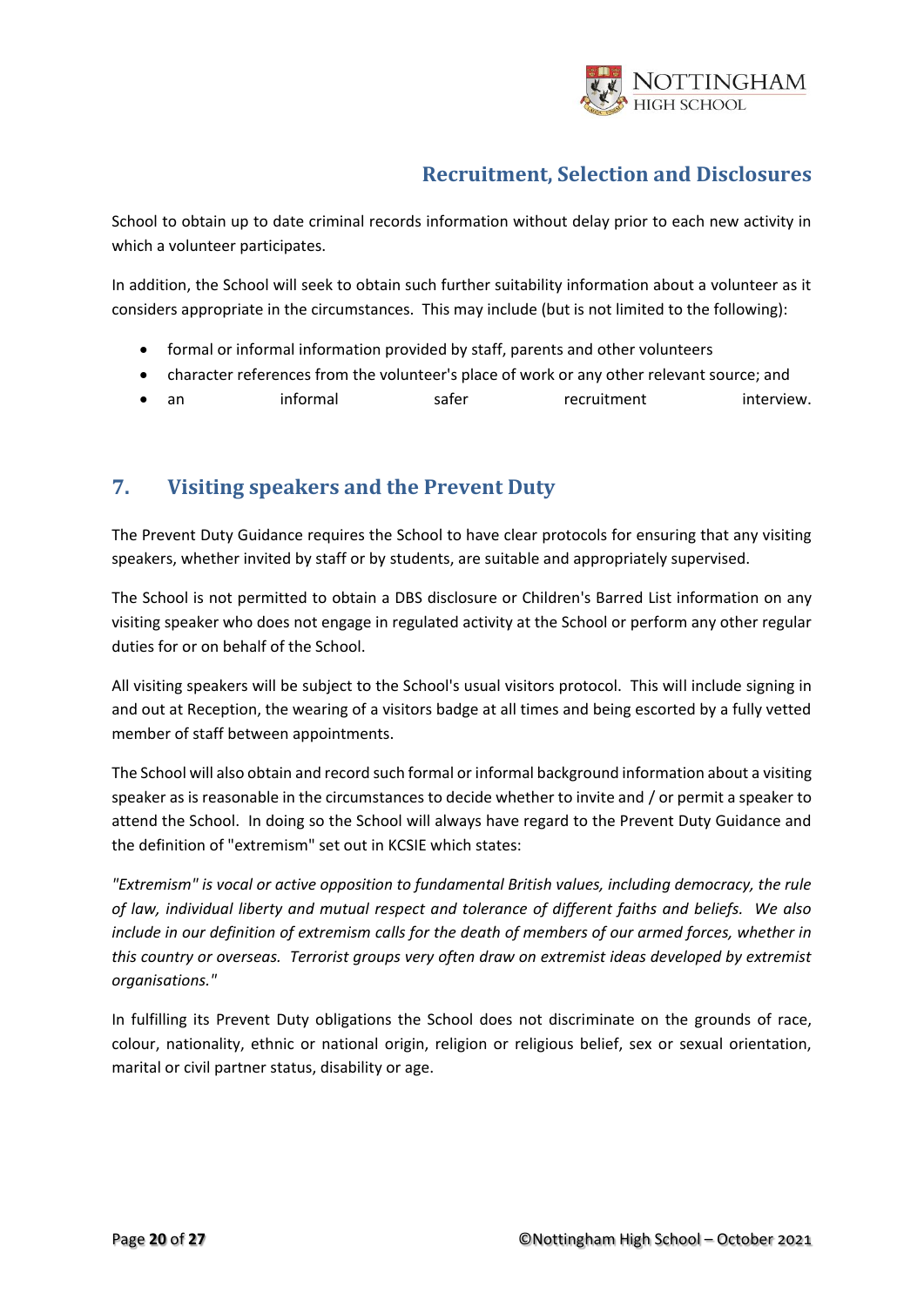School to obtain up to date criminal records information without delay prior to each new activity in which a volunteer participates.

In addition, the School will seek to obtain such further suitability information about a volunteer as it considers appropriate in the circumstances. This may include (but is not limited to the following):

- formal or informal information provided by staff, parents and other volunteers
- character references from the volunteer's place of work or any other relevant source; and
- an informal safer recruitment interview.

## 7. Visiting speakers and the Prevent Duty

The Prevent Duty Guidance requires the School to have clear protocols for ensuring that any visiting speakers, whether invited by staff or by students, are suitable and appropriately supervised.

The School is not permitted to obtain a DBS disclosure or Children's Barred List information on any visiting speaker who does not engage in regulated activity at the School or perform any other regular duties for or on behalf of the School.

All visiting speakers will be subject to the School's usual visitors protocol. This will include signing in and out at Reception, the wearing of a visitors badge at all times and being escorted by a fully vetted member of staff between appointments.

The School will also obtain and record such formal or informal background information about a visiting speaker as is reasonable in the circumstances to decide whether to invite and / or permit a speaker to attend the School. In doing so the School will always have regard to the Prevent Duty Guidance and the definition of "extremism" set out in KCSIE which states:

*"Extremism" is vocal or active opposition to fundamental British values, including democracy, the rule of law, individual liberty and mutual respect and tolerance of different faiths and beliefs. We also include in our definition of extremism calls for the death of members of our armed forces, whether in this country or overseas. Terrorist groups very often draw on extremist ideas developed by extremist organisations."*

In fulfilling its Prevent Duty obligations the School does not discriminate on the grounds of race, colour, nationality, ethnic or national origin, religion or religious belief, sex or sexual orientation, marital or civil partner status, disability or age.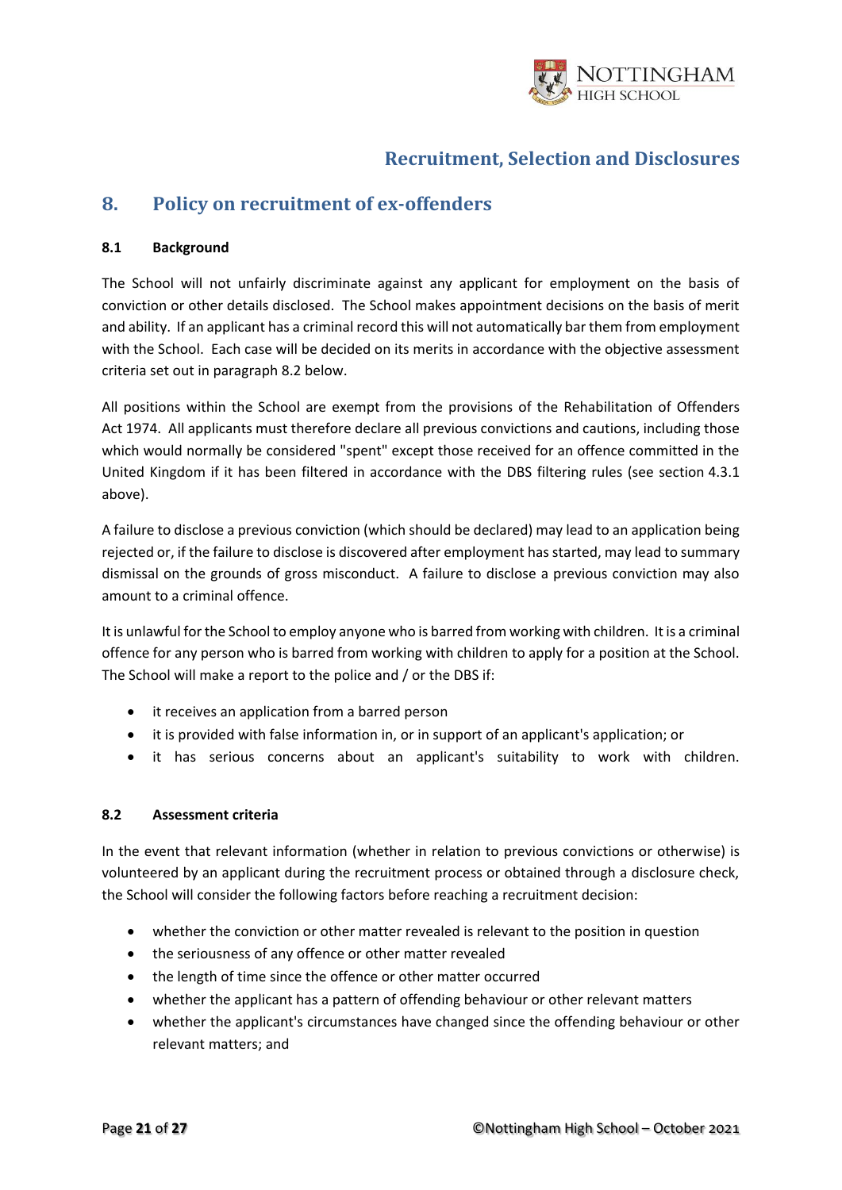## 8. Policy on recruitment of ex-offenders

### 8.1 Background

The School will not unfairly discriminate against any applicant for employment on the basis of conviction or other details disclosed. The School makes appointment decisions on the basis of merit and ability. If an applicant has a criminal record this will not automatically bar them from employment with the School. Each case will be decided on its merits in accordance with the objective assessment criteria set out in paragraph 8.2 below.

All positions within the School are exempt from the provisions of the Rehabilitation of Offenders Act 1974. All applicants must therefore declare all previous convictions and cautions, including those which would normally be considered "spent" except those received for an offence committed in the United Kingdom if it has been filtered in accordance with the DBS filtering rules (see section 4.3.1 above).

A failure to disclose a previous conviction (which should be declared) may lead to an application being rejected or, if the failure to disclose is discovered after employment has started, may lead to summary dismissal on the grounds of gross misconduct. A failure to disclose a previous conviction may also amount to a criminal offence.

It is unlawful for the School to employ anyone who is barred from working with children. It is a criminal offence for any person who is barred from working with children to apply for a position at the School. The School will make a report to the police and / or the DBS if:

- it receives an application from a barred person
- it is provided with false information in, or in support of an applicant's application; or
- it has serious concerns about an applicant's suitability to work with children.

### 8.2 Assessment criteria

In the event that relevant information (whether in relation to previous convictions or otherwise) is volunteered by an applicant during the recruitment process or obtained through a disclosure check, the School will consider the following factors before reaching a recruitment decision:

- whether the conviction or other matter revealed is relevant to the position in question
- the seriousness of any offence or other matter revealed
- the length of time since the offence or other matter occurred
- whether the applicant has a pattern of offending behaviour or other relevant matters
- whether the applicant's circumstances have changed since the offending behaviour or other relevant matters; and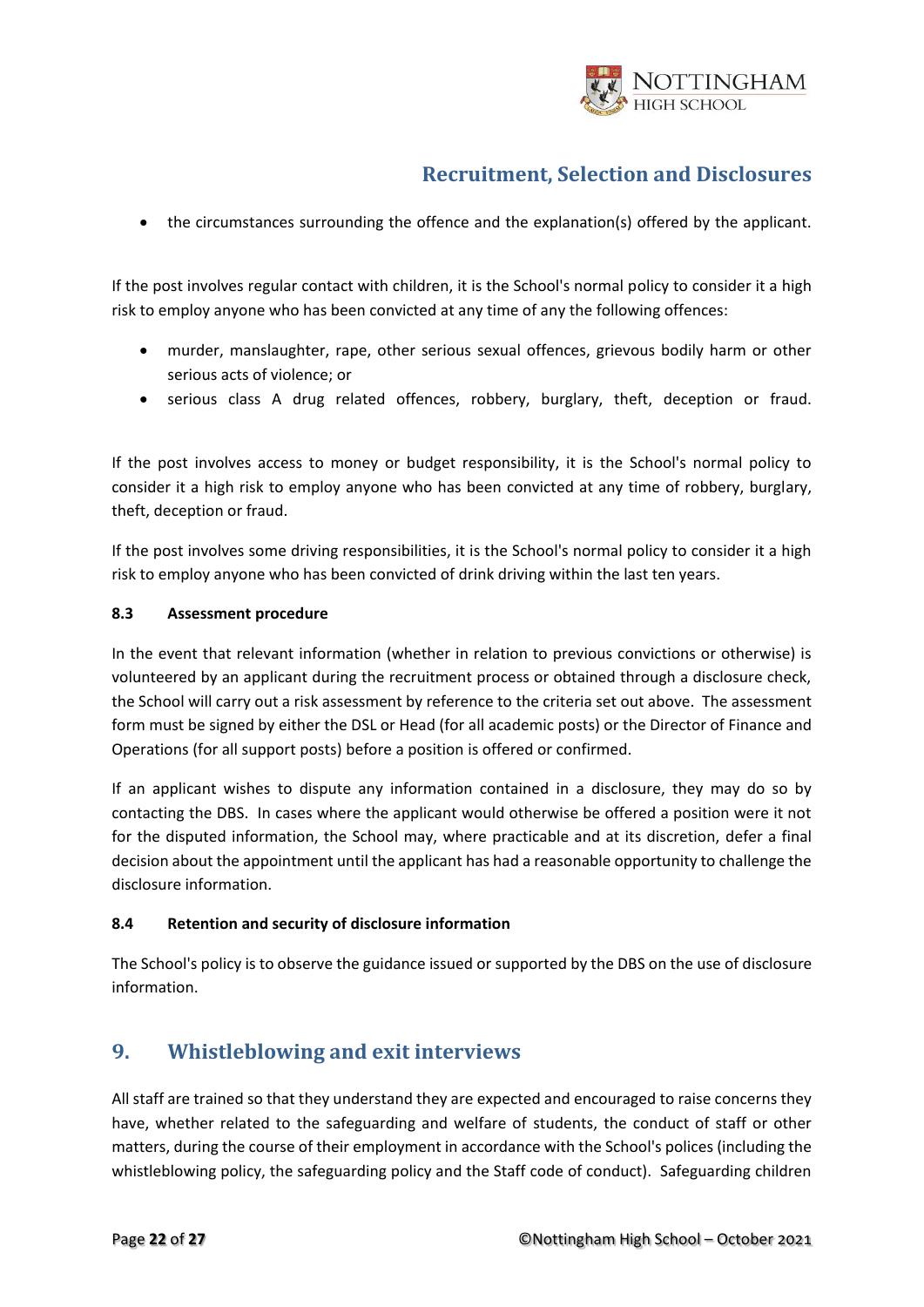- the circumstances surrounding the offence and the explanation(s) offered by the applicant.

If the post involves regular contact with children, it is the School's normal policy to consider it a high risk to employ anyone who has been convicted at any time of any the following offences:

- murder, manslaughter, rape, other serious sexual offences, grievous bodily harm or other serious acts of violence; or
- serious class A drug related offences, robbery, burglary, theft, deception or fraud.

If the post involves access to money or budget responsibility, it is the School's normal policy to consider it a high risk to employ anyone who has been convicted at any time of robbery, burglary, theft, deception or fraud.

If the post involves some driving responsibilities, it is the School's normal policy to consider it a high risk to employ anyone who has been convicted of drink driving within the last ten years.

#### 8.3 Assessment procedure

In the event that relevant information (whether in relation to previous convictions or otherwise) is volunteered by an applicant during the recruitment process or obtained through a disclosure check, the School will carry out a risk assessment by reference to the criteria set out above. The assessment form must be signed by either the DSL or Head (for all academic posts) or the Director of Finance and Operations (for all support posts) before a position is offered or confirmed.

If an applicant wishes to dispute any information contained in a disclosure, they may do so by contacting the DBS. In cases where the applicant would otherwise be offered a position were it not for the disputed information, the School may, where practicable and at its discretion, defer a final decision about the appointment until the applicant has had a reasonable opportunity to challenge the disclosure information.

#### 8.4 Retention and security of disclosure information

The School's policy is to observe the guidance issued or supported by the DBS on the use of disclosure information.

## 9. Whistleblowing and exit interviews

All staff are trained so that they understand they are expected and encouraged to raise concerns they have, whether related to the safeguarding and welfare of students, the conduct of staff or other matters, during the course of their employment in accordance with the School's polices (including the whistleblowing policy, the safeguarding policy and the Staff code of conduct). Safeguarding children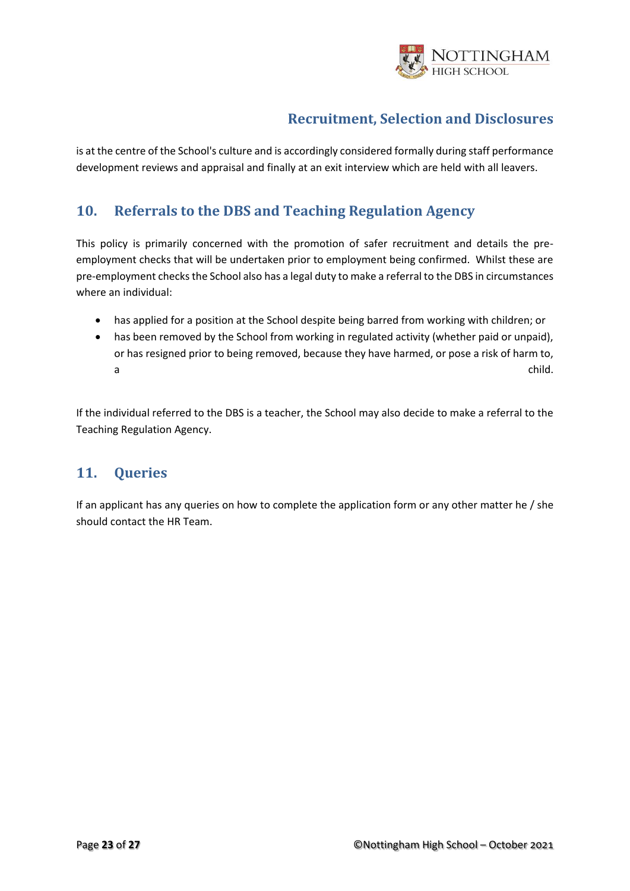is at the centre of the School's culture and is accordingly considered formally during staff performance development reviews and appraisal and finally at an exit interview which are held with all leavers.

## 10. Referrals to the DBS and Teaching Regulation Agency

This policy is primarily concerned with the promotion of safer recruitment and details the pre-employment checks that will be undertaken prior to employment being confirmed. Whilst these are pre-employment checks the School also has a legal duty to make a referral to the DBS in circumstances where an individual:

- has applied for a position at the School despite being barred from working with children; or
- has been removed by the School from working in regulated activity (whether paid or unpaid), or has resigned prior to being removed, because they have harmed, or pose a risk of harm to, a child.

If the individual referred to the DBS is a teacher, the School may also decide to make a referral to the Teaching Regulation Agency.

## 11. Queries

If an applicant has any queries on how to complete the application form or any other matter he / she should contact the HR Team.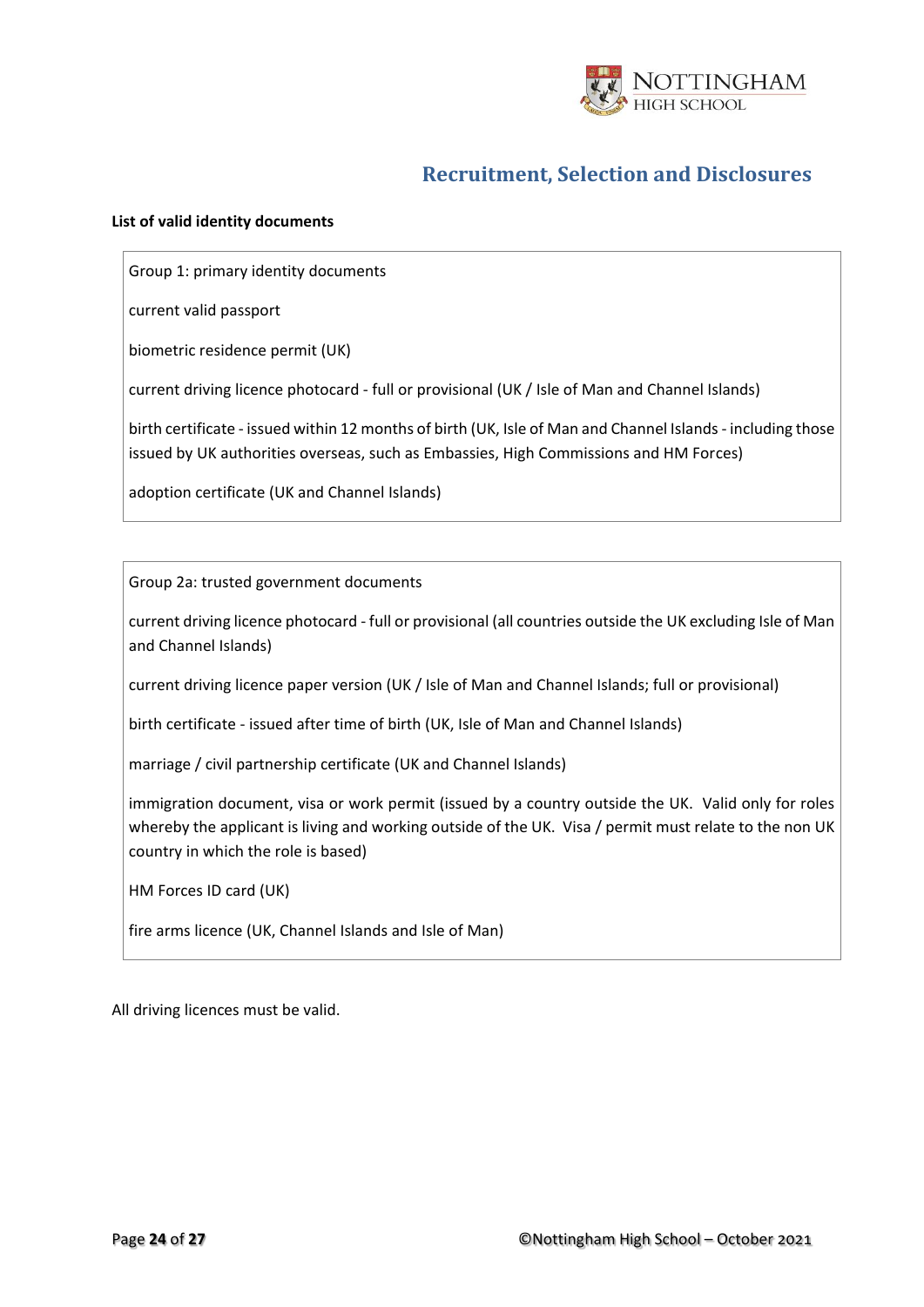**List of valid identity documents**

| Group 1: primary identity documents |
|---|
| current valid passport |
| biometric residence permit (UK) |
| current driving licence photocard - full or provisional (UK / Isle of Man and Channel Islands) |
| birth certificate - issued within 12 months of birth (UK, Isle of Man and Channel Islands - including those issued by UK authorities overseas, such as Embassies, High Commissions and HM Forces) |
| adoption certificate (UK and Channel Islands) |

| Group 2a: trusted government documents |
|---|
| current driving licence photocard - full or provisional (all countries outside the UK excluding Isle of Man and Channel Islands) |
| current driving licence paper version (UK / Isle of Man and Channel Islands; full or provisional) |
| birth certificate - issued after time of birth (UK, Isle of Man and Channel Islands) |
| marriage / civil partnership certificate (UK and Channel Islands) |
| immigration document, visa or work permit (issued by a country outside the UK. Valid only for roles whereby the applicant is living and working outside of the UK. Visa / permit must relate to the non UK country in which the role is based) |
| HM Forces ID card (UK) |
| fire arms licence (UK, Channel Islands and Isle of Man) |

All driving licences must be valid.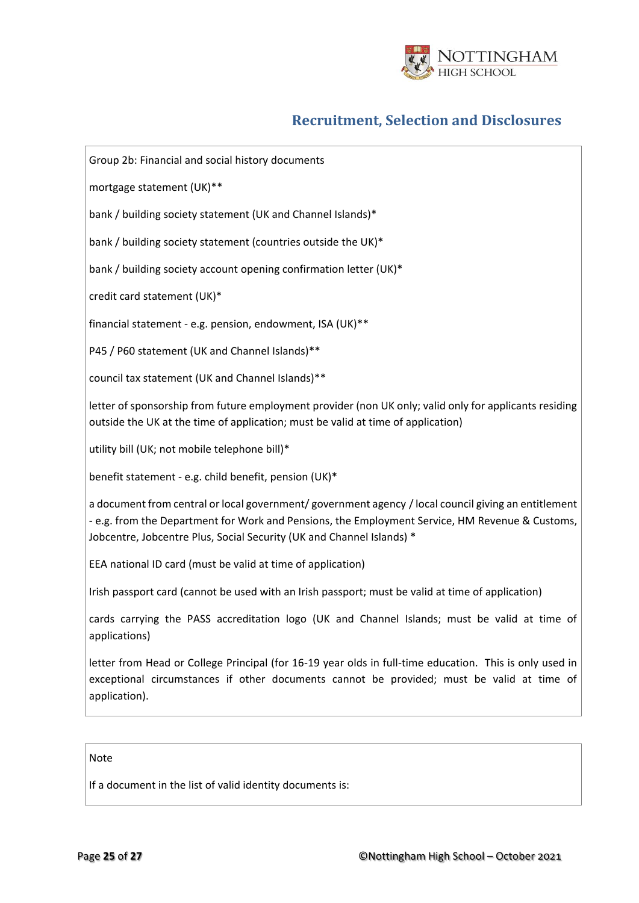Group 2b: Financial and social history documents

mortgage statement (UK)**

bank / building society statement (UK and Channel Islands)*

bank / building society statement (countries outside the UK)*

bank / building society account opening confirmation letter (UK)*

credit card statement (UK)*

financial statement - e.g. pension, endowment, ISA (UK)**

P45 / P60 statement (UK and Channel Islands)**

council tax statement (UK and Channel Islands)**

letter of sponsorship from future employment provider (non UK only; valid only for applicants residing outside the UK at the time of application; must be valid at time of application)

utility bill (UK; not mobile telephone bill)*

benefit statement - e.g. child benefit, pension (UK)*

a document from central or local government/ government agency / local council giving an entitlement - e.g. from the Department for Work and Pensions, the Employment Service, HM Revenue & Customs, Jobcentre, Jobcentre Plus, Social Security (UK and Channel Islands) *

EEA national ID card (must be valid at time of application)

Irish passport card (cannot be used with an Irish passport; must be valid at time of application)

cards carrying the PASS accreditation logo (UK and Channel Islands; must be valid at time of applications)

letter from Head or College Principal (for 16-19 year olds in full-time education. This is only used in exceptional circumstances if other documents cannot be provided; must be valid at time of application).

Note

If a document in the list of valid identity documents is: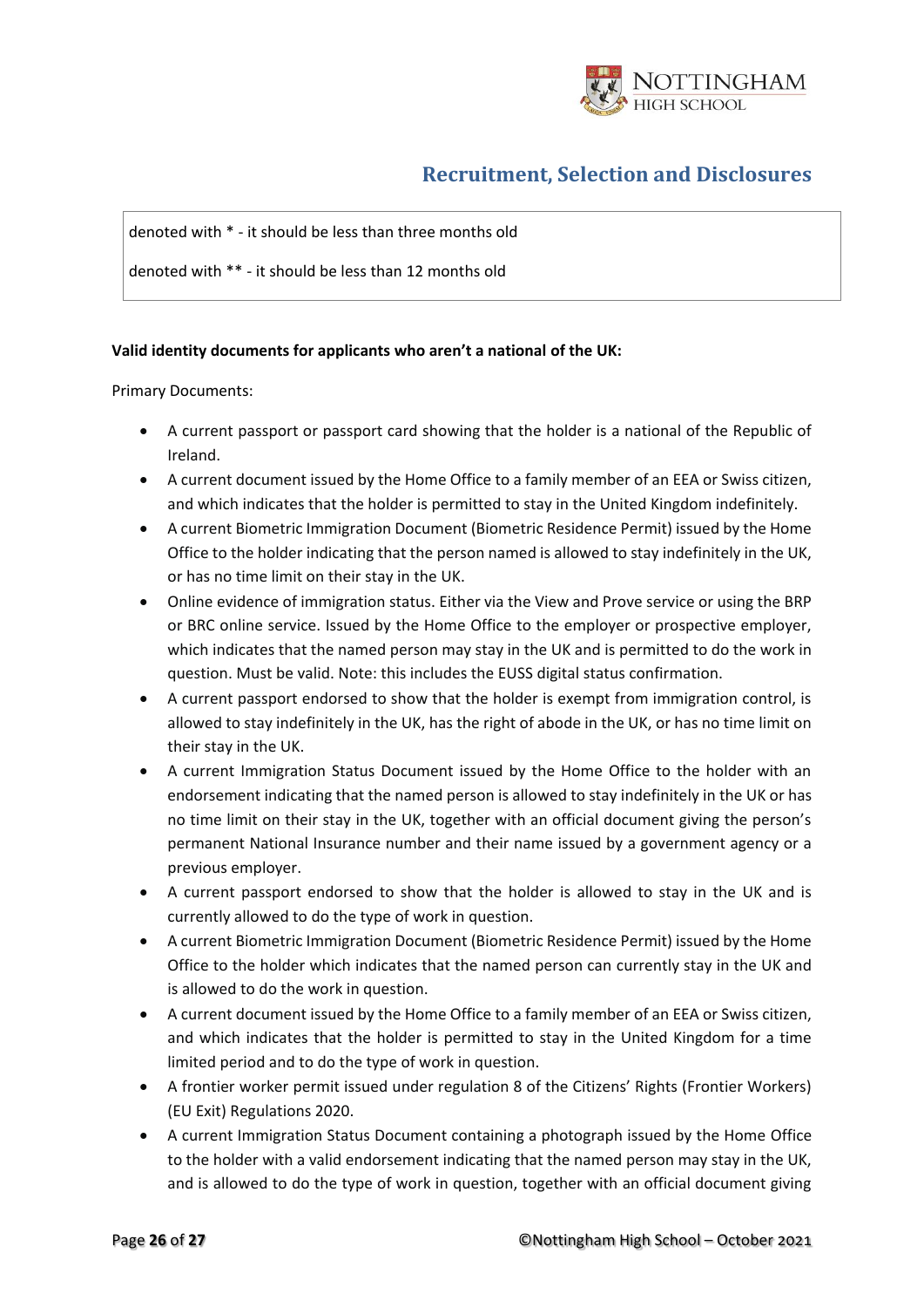denoted with * - it should be less than three months old

denoted with ** - it should be less than 12 months old

**Valid identity documents for applicants who aren't a national of the UK:**

Primary Documents:

- A current passport or passport card showing that the holder is a national of the Republic of Ireland.
- A current document issued by the Home Office to a family member of an EEA or Swiss citizen, and which indicates that the holder is permitted to stay in the United Kingdom indefinitely.
- A current Biometric Immigration Document (Biometric Residence Permit) issued by the Home Office to the holder indicating that the person named is allowed to stay indefinitely in the UK, or has no time limit on their stay in the UK.
- Online evidence of immigration status. Either via the View and Prove service or using the BRP or BRC online service. Issued by the Home Office to the employer or prospective employer, which indicates that the named person may stay in the UK and is permitted to do the work in question. Must be valid. Note: this includes the EUSS digital status confirmation.
- A current passport endorsed to show that the holder is exempt from immigration control, is allowed to stay indefinitely in the UK, has the right of abode in the UK, or has no time limit on their stay in the UK.
- A current Immigration Status Document issued by the Home Office to the holder with an endorsement indicating that the named person is allowed to stay indefinitely in the UK or has no time limit on their stay in the UK, together with an official document giving the person's permanent National Insurance number and their name issued by a government agency or a previous employer.
- A current passport endorsed to show that the holder is allowed to stay in the UK and is currently allowed to do the type of work in question.
- A current Biometric Immigration Document (Biometric Residence Permit) issued by the Home Office to the holder which indicates that the named person can currently stay in the UK and is allowed to do the work in question.
- A current document issued by the Home Office to a family member of an EEA or Swiss citizen, and which indicates that the holder is permitted to stay in the United Kingdom for a time limited period and to do the type of work in question.
- A frontier worker permit issued under regulation 8 of the Citizens' Rights (Frontier Workers) (EU Exit) Regulations 2020.
- A current Immigration Status Document containing a photograph issued by the Home Office to the holder with a valid endorsement indicating that the named person may stay in the UK, and is allowed to do the type of work in question, together with an official document giving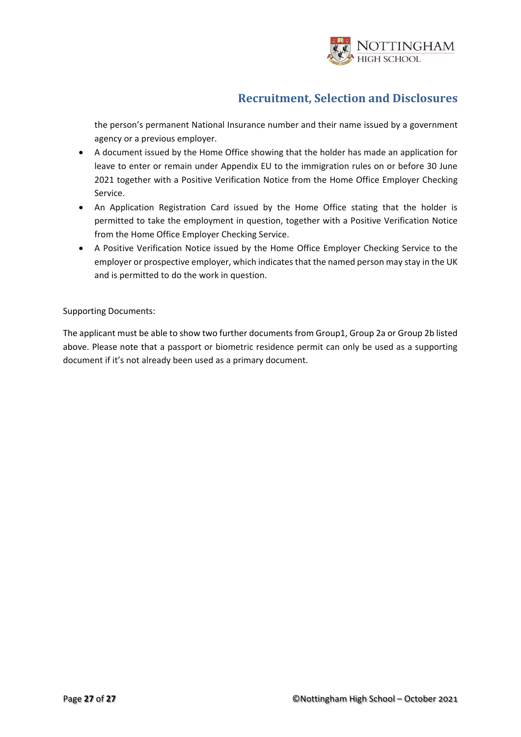the person's permanent National Insurance number and their name issued by a government agency or a previous employer.

- A document issued by the Home Office showing that the holder has made an application for leave to enter or remain under Appendix EU to the immigration rules on or before 30 June 2021 together with a Positive Verification Notice from the Home Office Employer Checking Service.
- An Application Registration Card issued by the Home Office stating that the holder is permitted to take the employment in question, together with a Positive Verification Notice from the Home Office Employer Checking Service.
- A Positive Verification Notice issued by the Home Office Employer Checking Service to the employer or prospective employer, which indicates that the named person may stay in the UK and is permitted to do the work in question.

Supporting Documents:

The applicant must be able to show two further documents from Group1, Group 2a or Group 2b listed above. Please note that a passport or biometric residence permit can only be used as a supporting document if it's not already been used as a primary document.